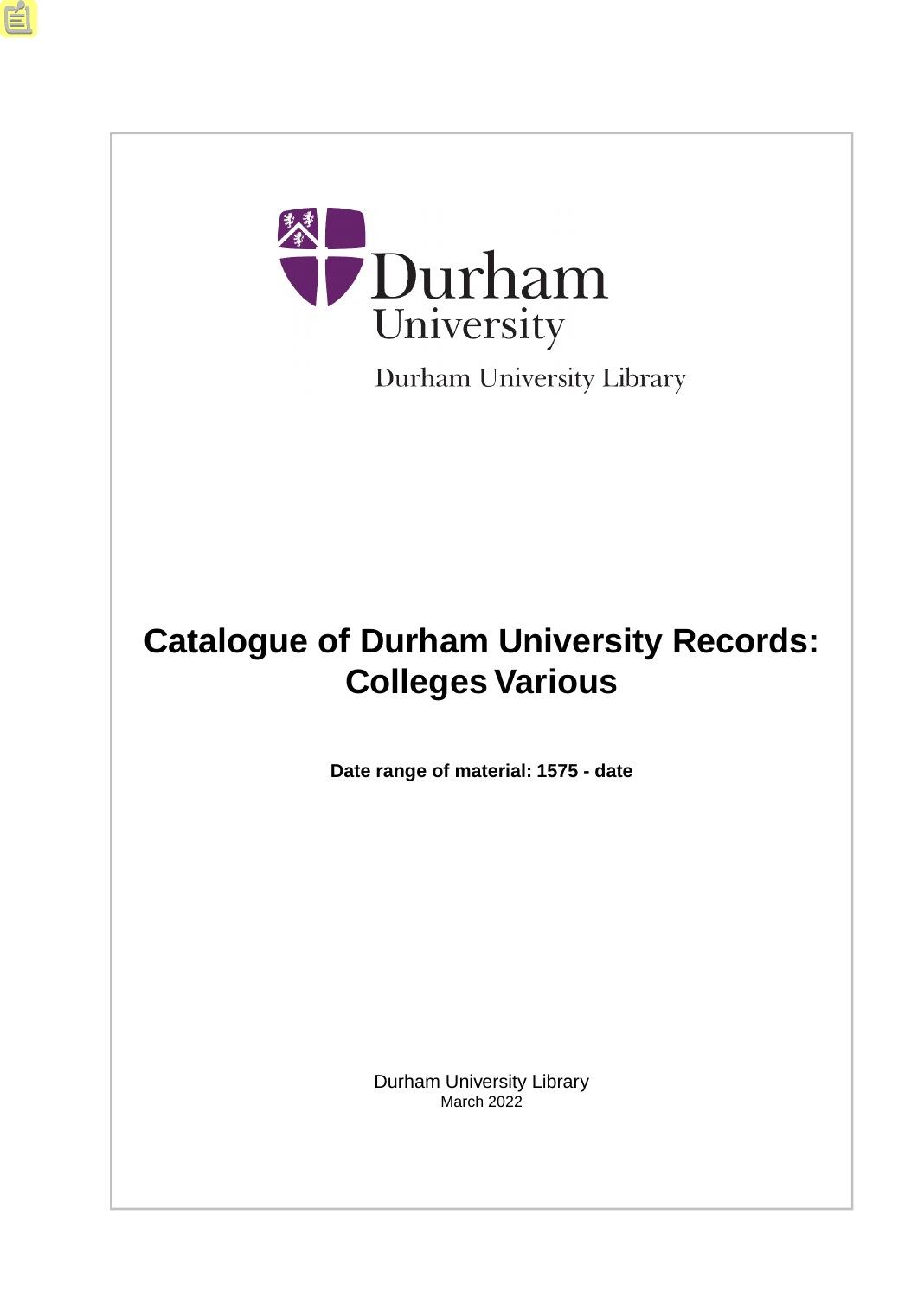Durham University

Durham University Library

# Catalogue of Durham University Records: Colleges Various

**Date range of material: 1575 - date**

Durham University Library
March 2022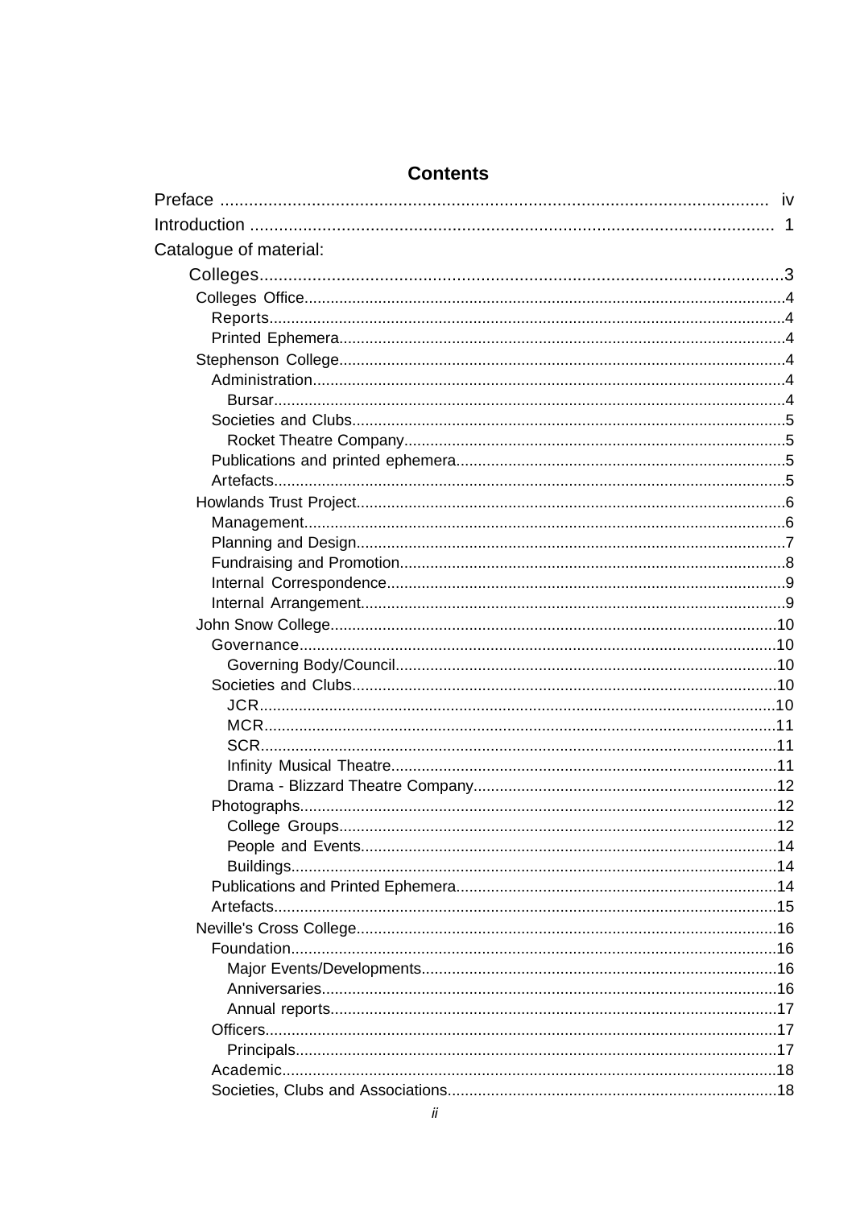## Contents

Preface ........................................................................................................ iv

Introduction ................................................................................................... 1

Catalogue of material:

- Colleges......................................................................................................3
  - Colleges Office.........................................................................................4
    - Reports.................................................................................................4
    - Printed Ephemera................................................................................4
  - Stephenson College..................................................................................4
    - Administration.......................................................................................4
      - Bursar...............................................................................................4
    - Societies and Clubs...............................................................................5
      - Rocket Theatre Company..................................................................5
    - Publications and printed ephemera.......................................................5
    - Artefacts...............................................................................................5
  - Howlands Trust Project.............................................................................6
    - Management.........................................................................................6
    - Planning and Design.............................................................................7
    - Fundraising and Promotion...................................................................8
    - Internal Correspondence.......................................................................9
    - Internal Arrangement............................................................................9
  - John Snow College..................................................................................10
    - Governance.........................................................................................10
      - Governing Body/Council..................................................................10
    - Societies and Clubs.............................................................................10
      - JCR.................................................................................................10
      - MCR................................................................................................11
      - SCR.................................................................................................11
      - Infinity Musical Theatre...................................................................11
      - Drama - Blizzard Theatre Company.................................................12
    - Photographs.........................................................................................12
      - College Groups...............................................................................12
      - People and Events..........................................................................14
      - Buildings.........................................................................................14
    - Publications and Printed Ephemera.....................................................14
    - Artefacts.............................................................................................15
  - Neville's Cross College............................................................................16
    - Foundation..........................................................................................16
      - Major Events/Developments............................................................16
      - Anniversaries...................................................................................16
      - Annual reports.................................................................................17
    - Officers................................................................................................17
      - Principals.........................................................................................17
    - Academic............................................................................................18
    - Societies, Clubs and Associations.......................................................18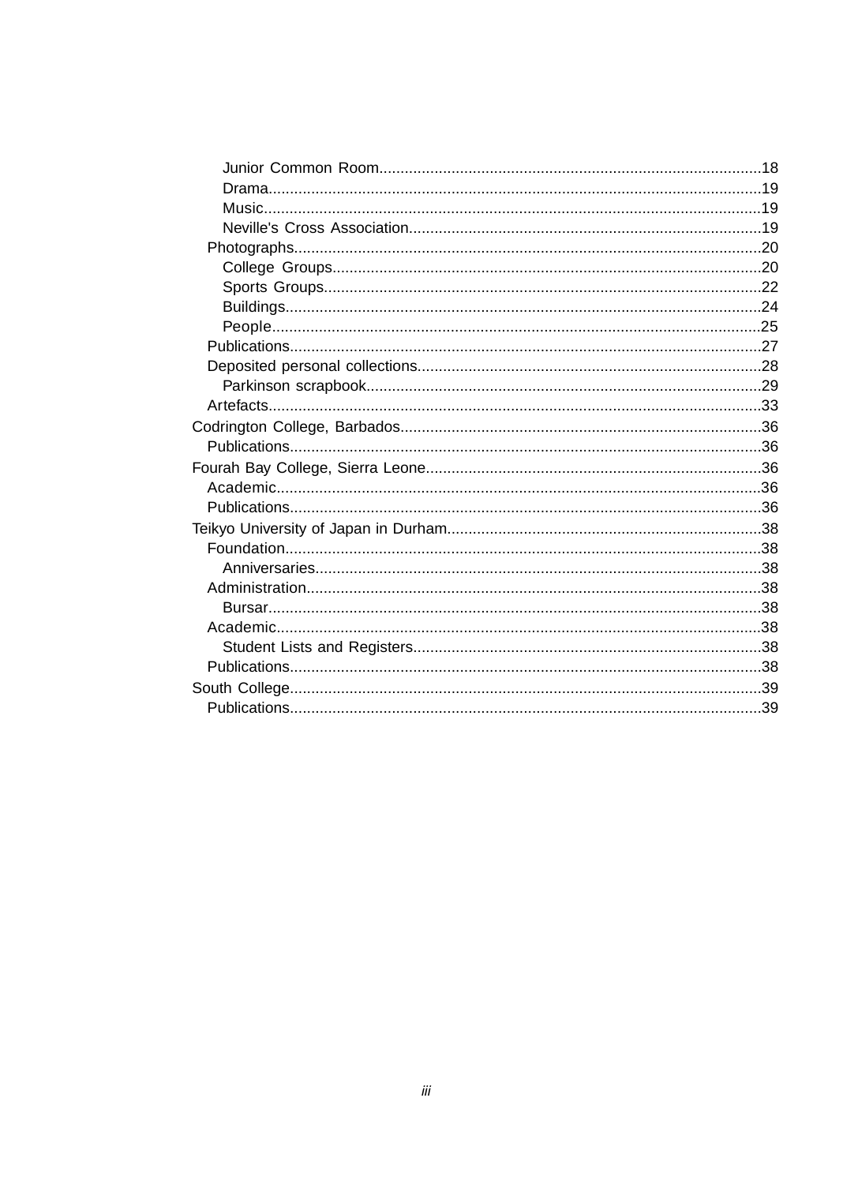- Junior Common Room........................................................................................18
- Drama..................................................................................................................19
- Music...................................................................................................................19
- Neville's Cross Association.................................................................................19

Photographs............................................................................................................20

- College Groups...................................................................................................20
- Sports Groups.....................................................................................................22
- Buildings.............................................................................................................24
- People.................................................................................................................25

Publications.............................................................................................................27

Deposited personal collections...............................................................................28

- Parkinson scrapbook...........................................................................................29

Artefacts..................................................................................................................33

Codrington College, Barbados...................................................................................36

- Publications.........................................................................................................36

Fourah Bay College, Sierra Leone.............................................................................36

- Academic.............................................................................................................36
- Publications.........................................................................................................36

Teikyo University of Japan in Durham........................................................................38

- Foundation...........................................................................................................38
  - Anniversaries.....................................................................................................38
- Administration......................................................................................................38
  - Bursar.................................................................................................................38
- Academic.............................................................................................................38
  - Student Lists and Registers................................................................................38
- Publications.........................................................................................................38

South College............................................................................................................39

- Publications.........................................................................................................39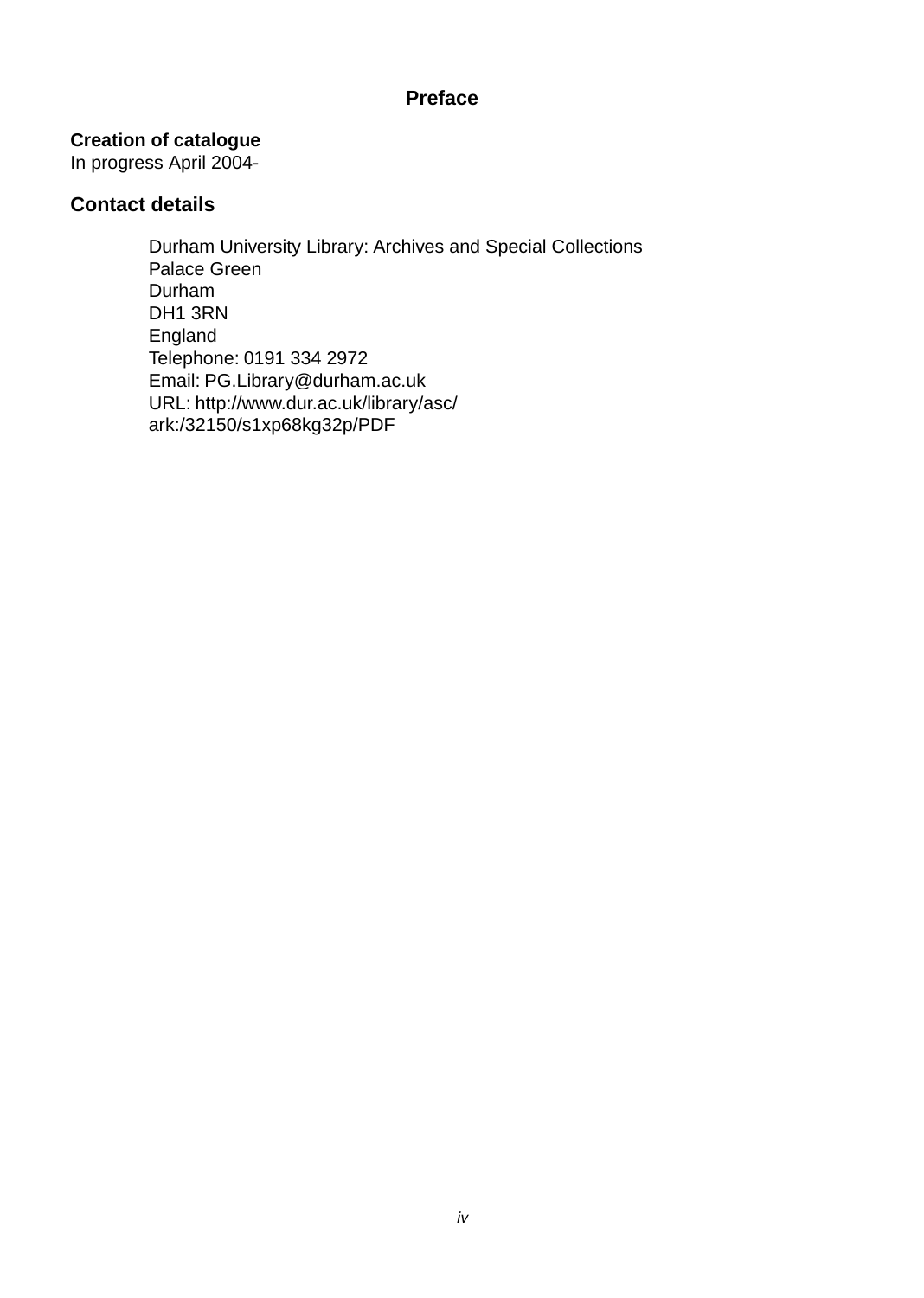# Preface

**Creation of catalogue**
In progress April 2004-

## Contact details

Durham University Library: Archives and Special Collections
Palace Green
Durham
DH1 3RN
England
Telephone: 0191 334 2972
Email: PG.Library@durham.ac.uk
URL: http://www.dur.ac.uk/library/asc/
ark:/32150/s1xp68kg32p/PDF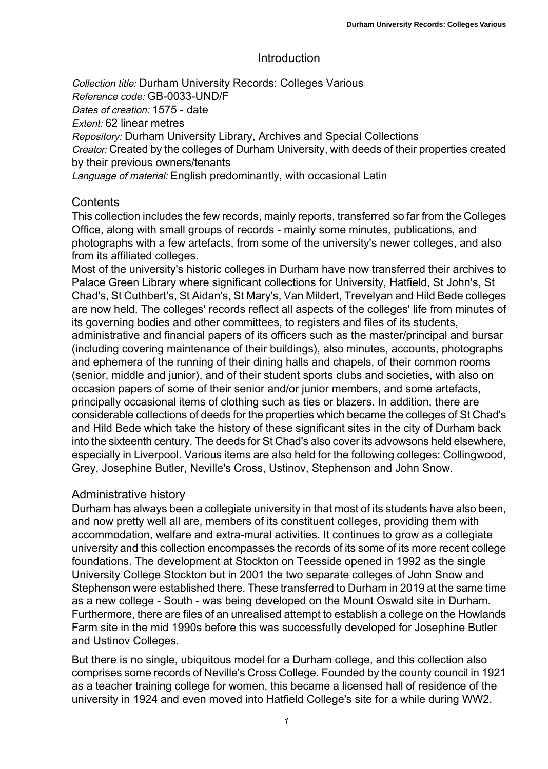# Introduction

*Collection title:* Durham University Records: Colleges Various
*Reference code:* GB-0033-UND/F
*Dates of creation:* 1575 - date
*Extent:* 62 linear metres
*Repository:* Durham University Library, Archives and Special Collections
*Creator:* Created by the colleges of Durham University, with deeds of their properties created by their previous owners/tenants
*Language of material:* English predominantly, with occasional Latin

## Contents

This collection includes the few records, mainly reports, transferred so far from the Colleges Office, along with small groups of records - mainly some minutes, publications, and photographs with a few artefacts, from some of the university's newer colleges, and also from its affiliated colleges.

Most of the university's historic colleges in Durham have now transferred their archives to Palace Green Library where significant collections for University, Hatfield, St John's, St Chad's, St Cuthbert's, St Aidan's, St Mary's, Van Mildert, Trevelyan and Hild Bede colleges are now held. The colleges' records reflect all aspects of the colleges' life from minutes of its governing bodies and other committees, to registers and files of its students, administrative and financial papers of its officers such as the master/principal and bursar (including covering maintenance of their buildings), also minutes, accounts, photographs and ephemera of the running of their dining halls and chapels, of their common rooms (senior, middle and junior), and of their student sports clubs and societies, with also on occasion papers of some of their senior and/or junior members, and some artefacts, principally occasional items of clothing such as ties or blazers. In addition, there are considerable collections of deeds for the properties which became the colleges of St Chad's and Hild Bede which take the history of these significant sites in the city of Durham back into the sixteenth century. The deeds for St Chad's also cover its advowsons held elsewhere, especially in Liverpool. Various items are also held for the following colleges: Collingwood, Grey, Josephine Butler, Neville's Cross, Ustinov, Stephenson and John Snow.

## Administrative history

Durham has always been a collegiate university in that most of its students have also been, and now pretty well all are, members of its constituent colleges, providing them with accommodation, welfare and extra-mural activities. It continues to grow as a collegiate university and this collection encompasses the records of its some of its more recent college foundations. The development at Stockton on Teesside opened in 1992 as the single University College Stockton but in 2001 the two separate colleges of John Snow and Stephenson were established there. These transferred to Durham in 2019 at the same time as a new college - South - was being developed on the Mount Oswald site in Durham. Furthermore, there are files of an unrealised attempt to establish a college on the Howlands Farm site in the mid 1990s before this was successfully developed for Josephine Butler and Ustinov Colleges.

But there is no single, ubiquitous model for a Durham college, and this collection also comprises some records of Neville's Cross College. Founded by the county council in 1921 as a teacher training college for women, this became a licensed hall of residence of the university in 1924 and even moved into Hatfield College's site for a while during WW2.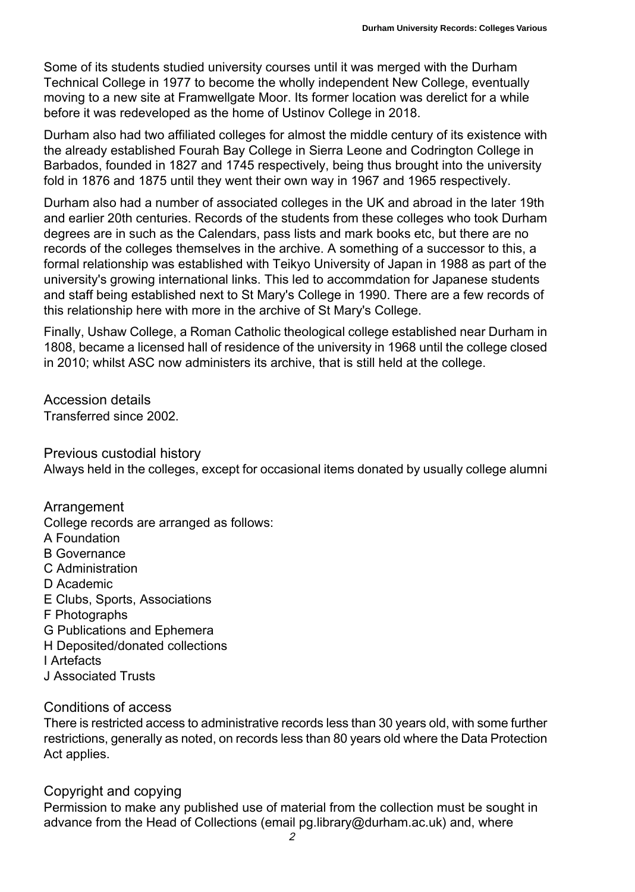Some of its students studied university courses until it was merged with the Durham Technical College in 1977 to become the wholly independent New College, eventually moving to a new site at Framwellgate Moor. Its former location was derelict for a while before it was redeveloped as the home of Ustinov College in 2018.

Durham also had two affiliated colleges for almost the middle century of its existence with the already established Fourah Bay College in Sierra Leone and Codrington College in Barbados, founded in 1827 and 1745 respectively, being thus brought into the university fold in 1876 and 1875 until they went their own way in 1967 and 1965 respectively.

Durham also had a number of associated colleges in the UK and abroad in the later 19th and earlier 20th centuries. Records of the students from these colleges who took Durham degrees are in such as the Calendars, pass lists and mark books etc, but there are no records of the colleges themselves in the archive. A something of a successor to this, a formal relationship was established with Teikyo University of Japan in 1988 as part of the university's growing international links. This led to accommdation for Japanese students and staff being established next to St Mary's College in 1990. There are a few records of this relationship here with more in the archive of St Mary's College.

Finally, Ushaw College, a Roman Catholic theological college established near Durham in 1808, became a licensed hall of residence of the university in 1968 until the college closed in 2010; whilst ASC now administers its archive, that is still held at the college.

## Accession details

Transferred since 2002.

## Previous custodial history

Always held in the colleges, except for occasional items donated by usually college alumni

## Arrangement

College records are arranged as follows:

A Foundation
B Governance
C Administration
D Academic
E Clubs, Sports, Associations
F Photographs
G Publications and Ephemera
H Deposited/donated collections
I Artefacts
J Associated Trusts

## Conditions of access

There is restricted access to administrative records less than 30 years old, with some further restrictions, generally as noted, on records less than 80 years old where the Data Protection Act applies.

## Copyright and copying

Permission to make any published use of material from the collection must be sought in advance from the Head of Collections (email pg.library@durham.ac.uk) and, where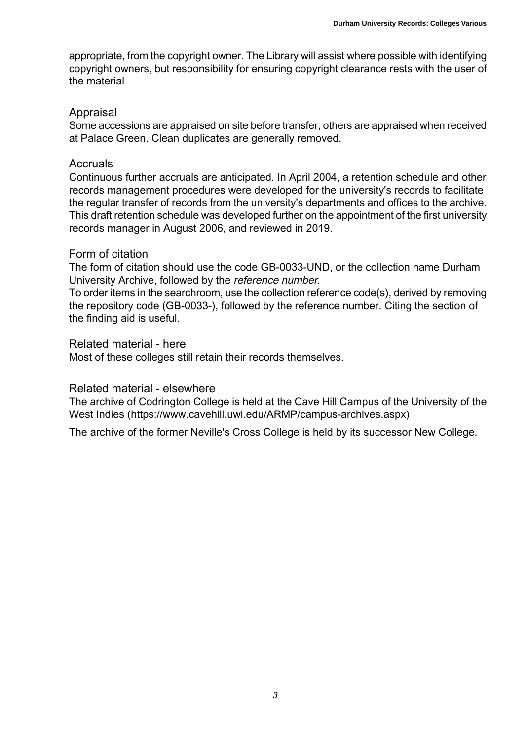appropriate, from the copyright owner. The Library will assist where possible with identifying copyright owners, but responsibility for ensuring copyright clearance rests with the user of the material

## Appraisal

Some accessions are appraised on site before transfer, others are appraised when received at Palace Green. Clean duplicates are generally removed.

## Accruals

Continuous further accruals are anticipated. In April 2004, a retention schedule and other records management procedures were developed for the university's records to facilitate the regular transfer of records from the university's departments and offices to the archive. This draft retention schedule was developed further on the appointment of the first university records manager in August 2006, and reviewed in 2019.

## Form of citation

The form of citation should use the code GB-0033-UND, or the collection name Durham University Archive, followed by the *reference number*.

To order items in the searchroom, use the collection reference code(s), derived by removing the repository code (GB-0033-), followed by the reference number. Citing the section of the finding aid is useful.

## Related material - here

Most of these colleges still retain their records themselves.

## Related material - elsewhere

The archive of Codrington College is held at the Cave Hill Campus of the University of the West Indies (https://www.cavehill.uwi.edu/ARMP/campus-archives.aspx)

The archive of the former Neville's Cross College is held by its successor New College.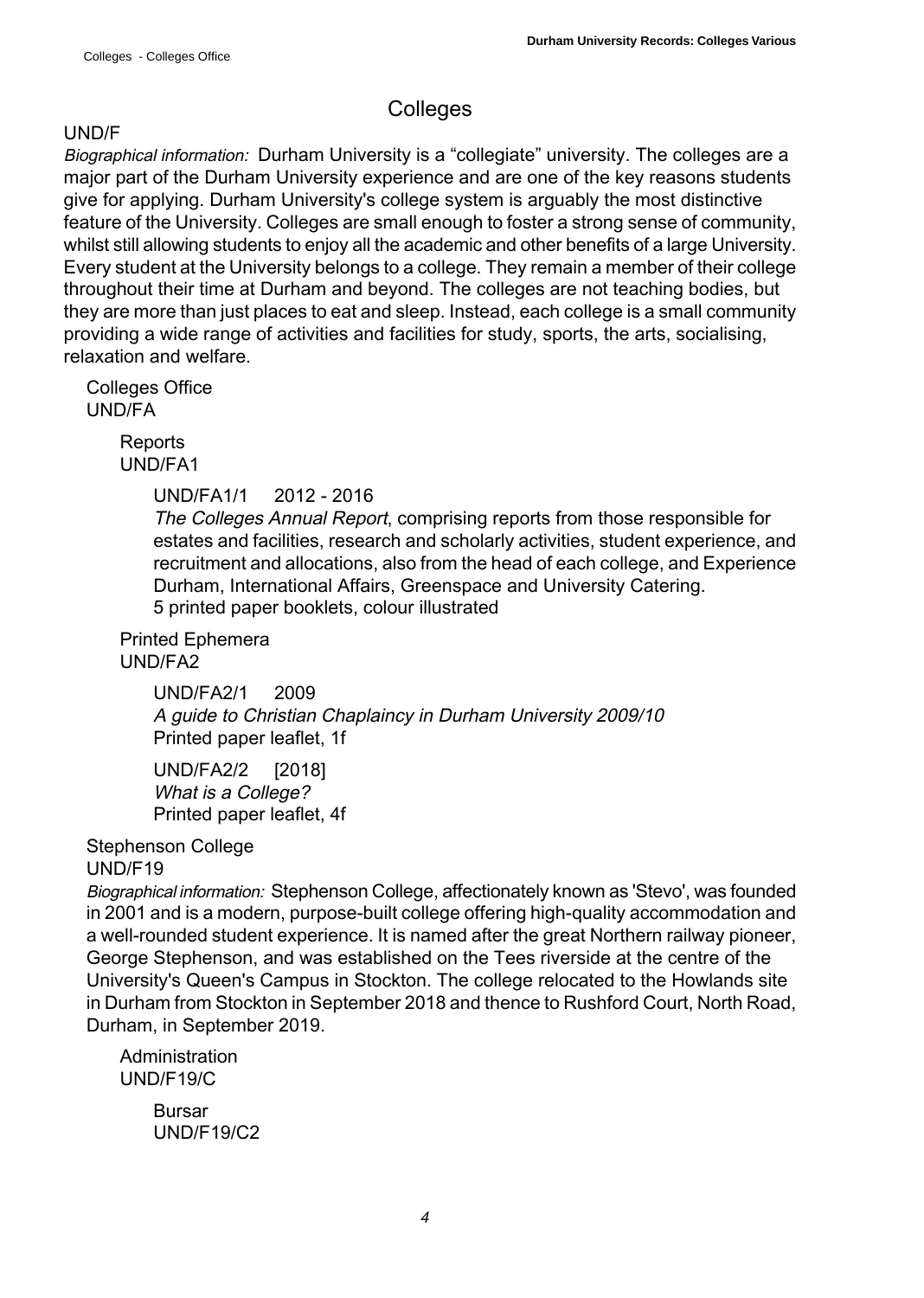# Colleges

UND/F

*Biographical information:* Durham University is a “collegiate” university. The colleges are a major part of the Durham University experience and are one of the key reasons students give for applying. Durham University's college system is arguably the most distinctive feature of the University. Colleges are small enough to foster a strong sense of community, whilst still allowing students to enjoy all the academic and other benefits of a large University. Every student at the University belongs to a college. They remain a member of their college throughout their time at Durham and beyond. The colleges are not teaching bodies, but they are more than just places to eat and sleep. Instead, each college is a small community providing a wide range of activities and facilities for study, sports, the arts, socialising, relaxation and welfare.

## Colleges Office

UND/FA

### Reports

UND/FA1

UND/FA1/1 2012 - 2016

*The Colleges Annual Report*, comprising reports from those responsible for estates and facilities, research and scholarly activities, student experience, and recruitment and allocations, also from the head of each college, and Experience Durham, International Affairs, Greenspace and University Catering.

5 printed paper booklets, colour illustrated

### Printed Ephemera

UND/FA2

UND/FA2/1 2009

*A guide to Christian Chaplaincy in Durham University 2009/10*

Printed paper leaflet, 1f

UND/FA2/2 [2018]

*What is a College?*

Printed paper leaflet, 4f

## Stephenson College

UND/F19

*Biographical information:* Stephenson College, affectionately known as 'Stevo', was founded in 2001 and is a modern, purpose-built college offering high-quality accommodation and a well-rounded student experience. It is named after the great Northern railway pioneer, George Stephenson, and was established on the Tees riverside at the centre of the University's Queen's Campus in Stockton. The college relocated to the Howlands site in Durham from Stockton in September 2018 and thence to Rushford Court, North Road, Durham, in September 2019.

### Administration

UND/F19/C

#### Bursar

UND/F19/C2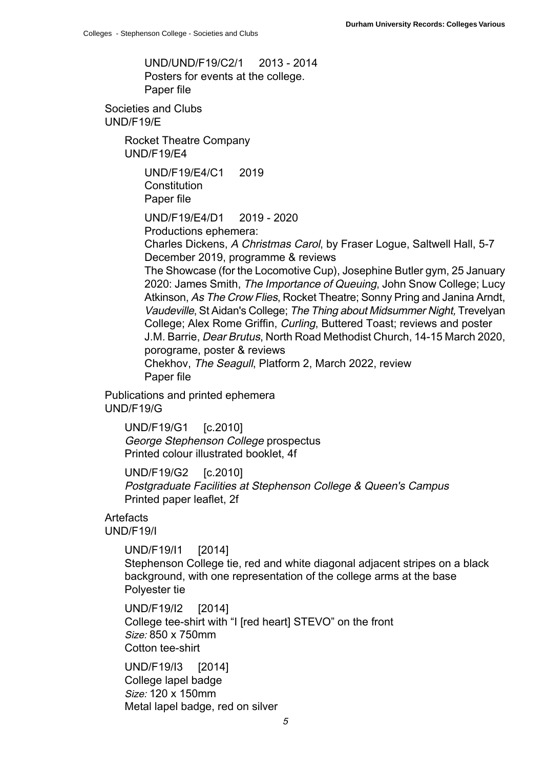UND/UND/F19/C2/1 2013 - 2014
Posters for events at the college.
Paper file

## Societies and Clubs
UND/F19/E

### Rocket Theatre Company
UND/F19/E4

UND/F19/E4/C1 2019
Constitution
Paper file

UND/F19/E4/D1 2019 - 2020
Productions ephemera:
Charles Dickens, *A Christmas Carol*, by Fraser Logue, Saltwell Hall, 5-7 December 2019, programme & reviews
The Showcase (for the Locomotive Cup), Josephine Butler gym, 25 January 2020: James Smith, *The Importance of Queuing*, John Snow College; Lucy Atkinson, *As The Crow Flies*, Rocket Theatre; Sonny Pring and Janina Arndt, *Vaudeville*, St Aidan's College; *The Thing about Midsummer Night,* Trevelyan College; Alex Rome Griffin, *Curling*, Buttered Toast; reviews and poster
J.M. Barrie, *Dear Brutus*, North Road Methodist Church, 14-15 March 2020, porograme, poster & reviews
Chekhov, *The Seagull*, Platform 2, March 2022, review
Paper file

## Publications and printed ephemera
UND/F19/G

UND/F19/G1 [c.2010]
*George Stephenson College* prospectus
Printed colour illustrated booklet, 4f

UND/F19/G2 [c.2010]
*Postgraduate Facilities at Stephenson College & Queen's Campus*
Printed paper leaflet, 2f

## Artefacts
UND/F19/I

UND/F19/I1 [2014]
Stephenson College tie, red and white diagonal adjacent stripes on a black background, with one representation of the college arms at the base
Polyester tie

UND/F19/I2 [2014]
College tee-shirt with “I [red heart] STEVO” on the front
*Size:* 850 x 750mm
Cotton tee-shirt

UND/F19/I3 [2014]
College lapel badge
*Size:* 120 x 150mm
Metal lapel badge, red on silver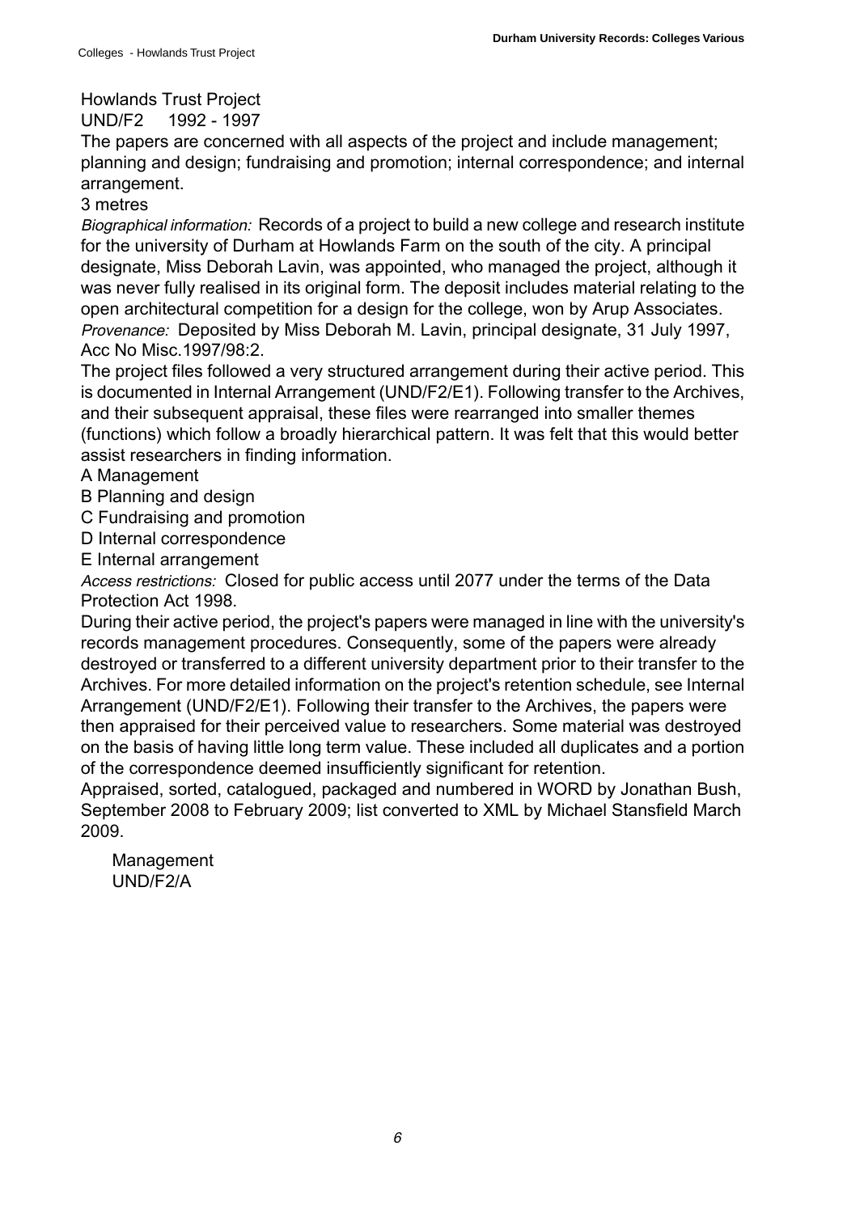Howlands Trust Project

UND/F2 1992 - 1997

The papers are concerned with all aspects of the project and include management; planning and design; fundraising and promotion; internal correspondence; and internal arrangement.

3 metres

*Biographical information:* Records of a project to build a new college and research institute for the university of Durham at Howlands Farm on the south of the city. A principal designate, Miss Deborah Lavin, was appointed, who managed the project, although it was never fully realised in its original form. The deposit includes material relating to the open architectural competition for a design for the college, won by Arup Associates.

*Provenance:* Deposited by Miss Deborah M. Lavin, principal designate, 31 July 1997, Acc No Misc.1997/98:2.

The project files followed a very structured arrangement during their active period. This is documented in Internal Arrangement (UND/F2/E1). Following transfer to the Archives, and their subsequent appraisal, these files were rearranged into smaller themes (functions) which follow a broadly hierarchical pattern. It was felt that this would better assist researchers in finding information.

A Management

B Planning and design

C Fundraising and promotion

D Internal correspondence

E Internal arrangement

*Access restrictions:* Closed for public access until 2077 under the terms of the Data Protection Act 1998.

During their active period, the project's papers were managed in line with the university's records management procedures. Consequently, some of the papers were already destroyed or transferred to a different university department prior to their transfer to the Archives. For more detailed information on the project's retention schedule, see Internal Arrangement (UND/F2/E1). Following their transfer to the Archives, the papers were then appraised for their perceived value to researchers. Some material was destroyed on the basis of having little long term value. These included all duplicates and a portion of the correspondence deemed insufficiently significant for retention.

Appraised, sorted, catalogued, packaged and numbered in WORD by Jonathan Bush, September 2008 to February 2009; list converted to XML by Michael Stansfield March 2009.

Management

UND/F2/A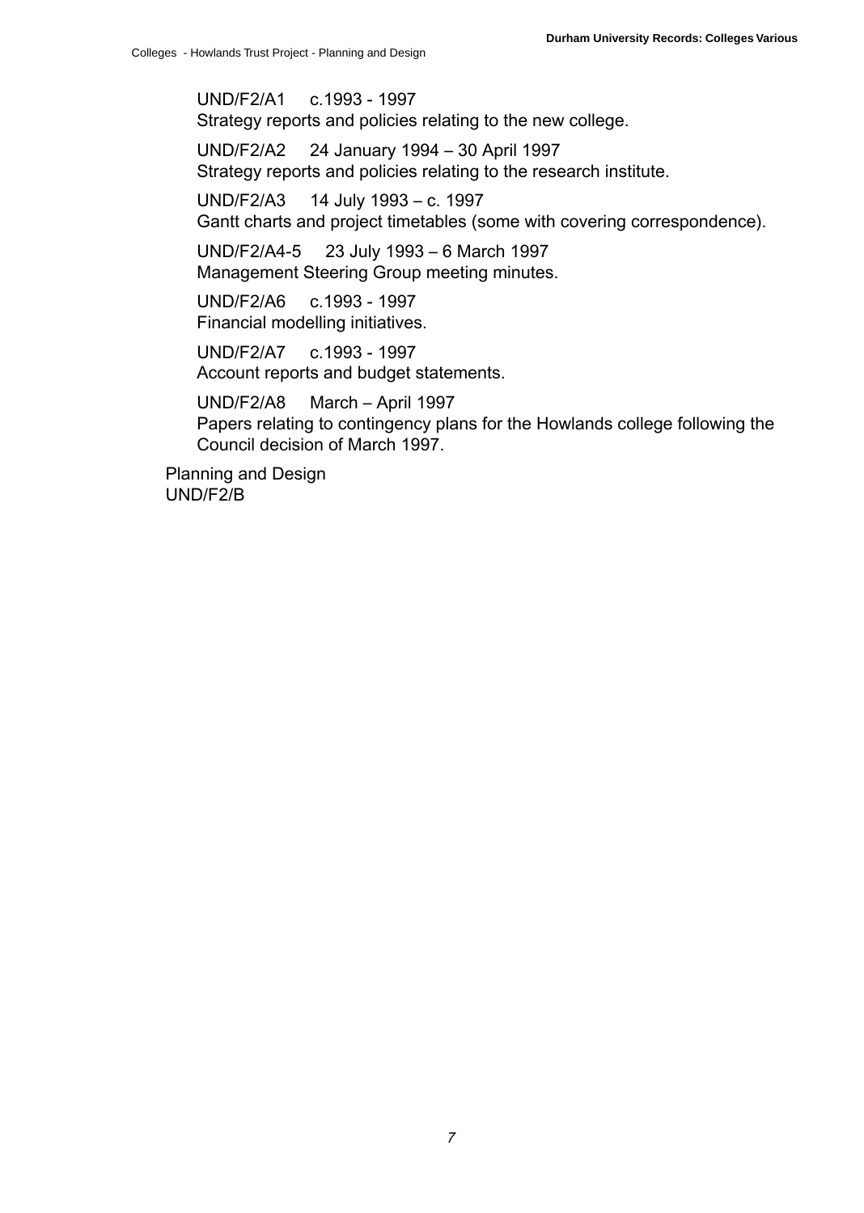UND/F2/A1 c.1993 - 1997
Strategy reports and policies relating to the new college.

UND/F2/A2 24 January 1994 – 30 April 1997
Strategy reports and policies relating to the research institute.

UND/F2/A3 14 July 1993 – c. 1997
Gantt charts and project timetables (some with covering correspondence).

UND/F2/A4-5 23 July 1993 – 6 March 1997
Management Steering Group meeting minutes.

UND/F2/A6 c.1993 - 1997
Financial modelling initiatives.

UND/F2/A7 c.1993 - 1997
Account reports and budget statements.

UND/F2/A8 March – April 1997
Papers relating to contingency plans for the Howlands college following the Council decision of March 1997.

Planning and Design
UND/F2/B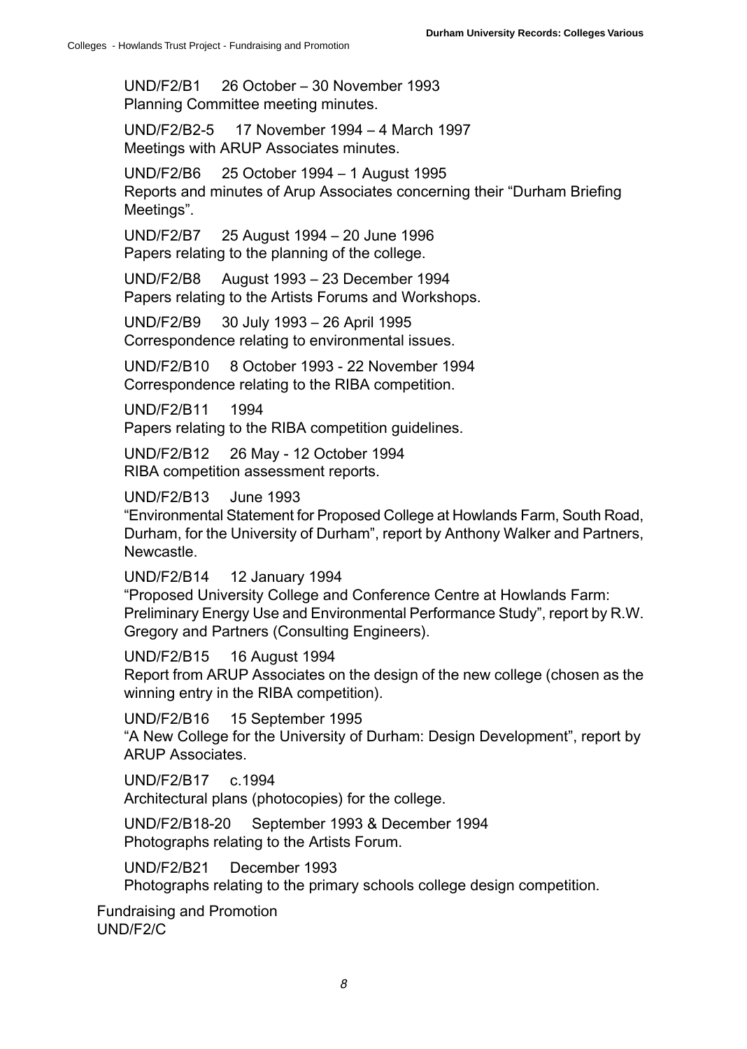UND/F2/B1 26 October – 30 November 1993
Planning Committee meeting minutes.

UND/F2/B2-5 17 November 1994 – 4 March 1997
Meetings with ARUP Associates minutes.

UND/F2/B6 25 October 1994 – 1 August 1995
Reports and minutes of Arup Associates concerning their "Durham Briefing Meetings".

UND/F2/B7 25 August 1994 – 20 June 1996
Papers relating to the planning of the college.

UND/F2/B8 August 1993 – 23 December 1994
Papers relating to the Artists Forums and Workshops.

UND/F2/B9 30 July 1993 – 26 April 1995
Correspondence relating to environmental issues.

UND/F2/B10 8 October 1993 - 22 November 1994
Correspondence relating to the RIBA competition.

UND/F2/B11 1994
Papers relating to the RIBA competition guidelines.

UND/F2/B12 26 May - 12 October 1994
RIBA competition assessment reports.

UND/F2/B13 June 1993
"Environmental Statement for Proposed College at Howlands Farm, South Road, Durham, for the University of Durham", report by Anthony Walker and Partners, Newcastle.

UND/F2/B14 12 January 1994
"Proposed University College and Conference Centre at Howlands Farm: Preliminary Energy Use and Environmental Performance Study", report by R.W. Gregory and Partners (Consulting Engineers).

UND/F2/B15 16 August 1994
Report from ARUP Associates on the design of the new college (chosen as the winning entry in the RIBA competition).

UND/F2/B16 15 September 1995
"A New College for the University of Durham: Design Development", report by ARUP Associates.

UND/F2/B17 c.1994
Architectural plans (photocopies) for the college.

UND/F2/B18-20 September 1993 & December 1994
Photographs relating to the Artists Forum.

UND/F2/B21 December 1993
Photographs relating to the primary schools college design competition.

## Fundraising and Promotion
UND/F2/C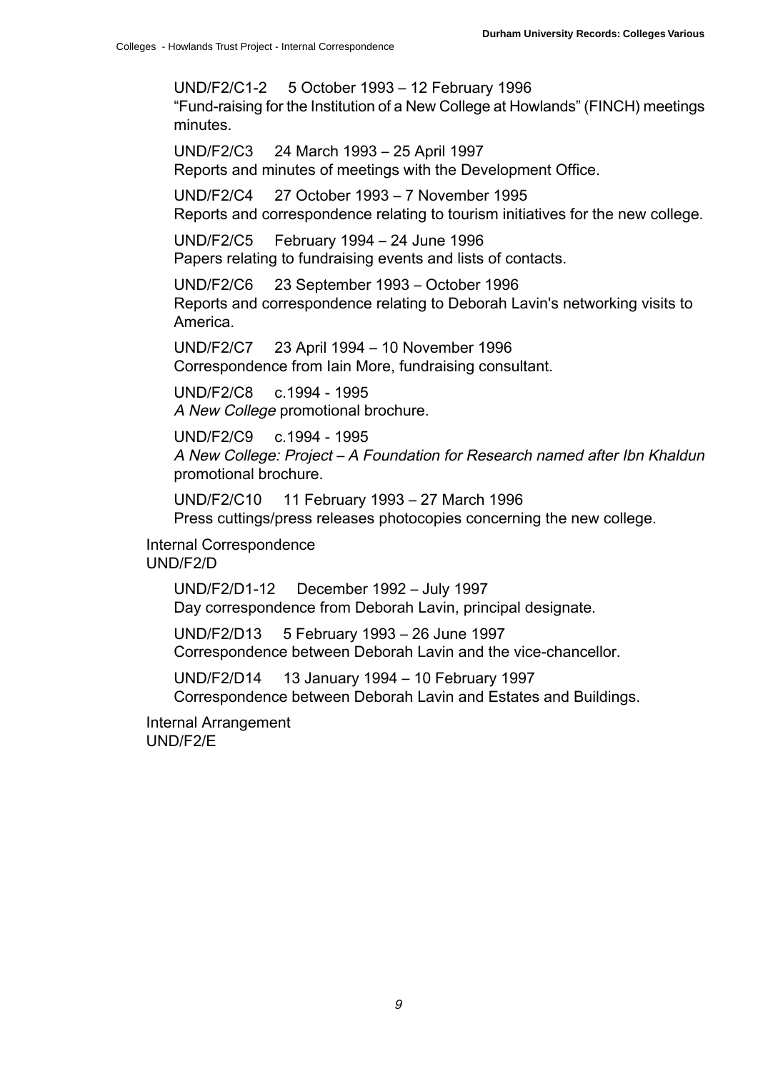UND/F2/C1-2 5 October 1993 – 12 February 1996
"Fund-raising for the Institution of a New College at Howlands" (FINCH) meetings minutes.

UND/F2/C3 24 March 1993 – 25 April 1997
Reports and minutes of meetings with the Development Office.

UND/F2/C4 27 October 1993 – 7 November 1995
Reports and correspondence relating to tourism initiatives for the new college.

UND/F2/C5 February 1994 – 24 June 1996
Papers relating to fundraising events and lists of contacts.

UND/F2/C6 23 September 1993 – October 1996
Reports and correspondence relating to Deborah Lavin's networking visits to America.

UND/F2/C7 23 April 1994 – 10 November 1996
Correspondence from Iain More, fundraising consultant.

UND/F2/C8 c.1994 - 1995
*A New College* promotional brochure.

UND/F2/C9 c.1994 - 1995
*A New College: Project – A Foundation for Research named after Ibn Khaldun* promotional brochure.

UND/F2/C10 11 February 1993 – 27 March 1996
Press cuttings/press releases photocopies concerning the new college.

Internal Correspondence
UND/F2/D

UND/F2/D1-12 December 1992 – July 1997
Day correspondence from Deborah Lavin, principal designate.

UND/F2/D13 5 February 1993 – 26 June 1997
Correspondence between Deborah Lavin and the vice-chancellor.

UND/F2/D14 13 January 1994 – 10 February 1997
Correspondence between Deborah Lavin and Estates and Buildings.

Internal Arrangement
UND/F2/E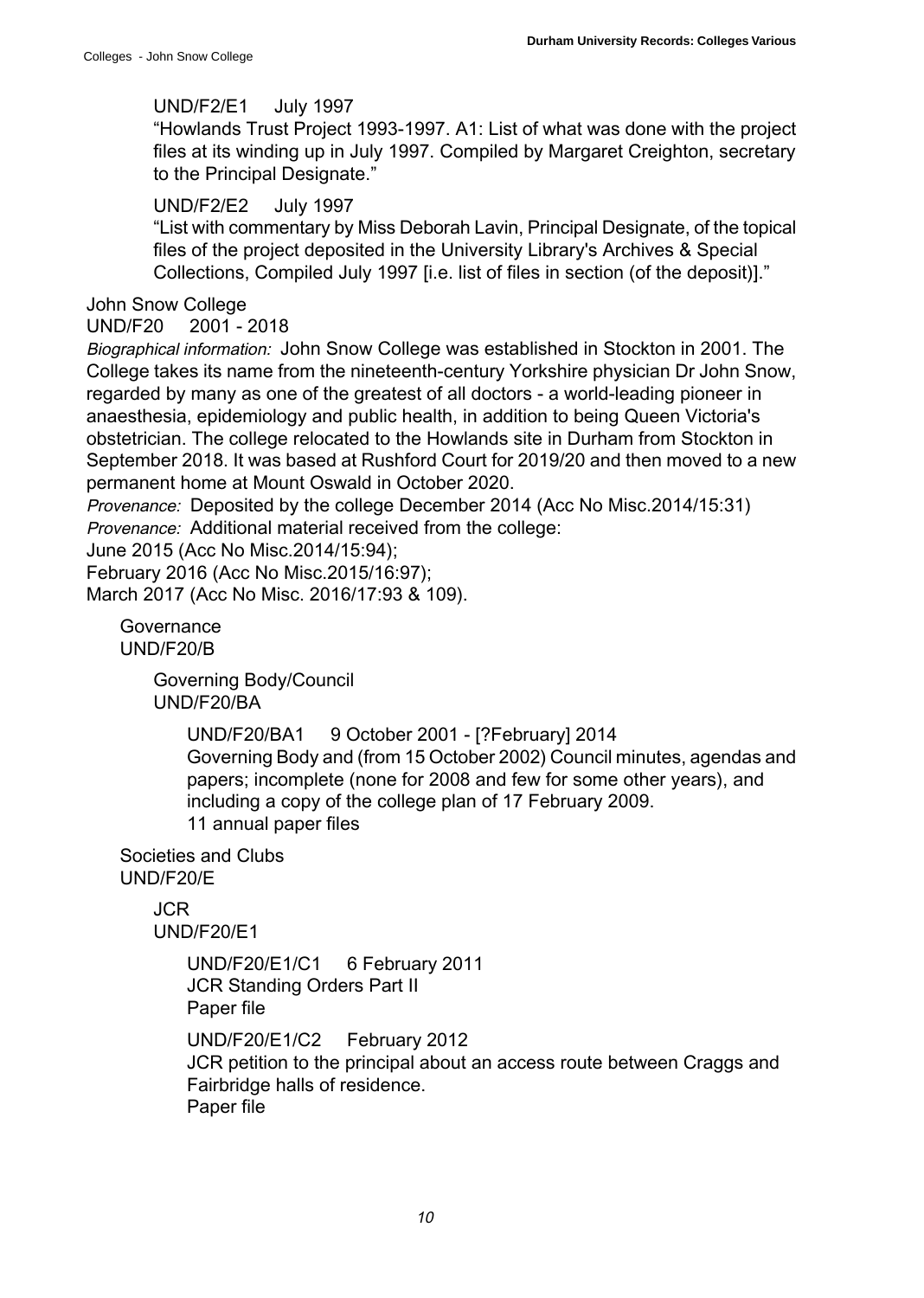UND/F2/E1 July 1997

“Howlands Trust Project 1993-1997. A1: List of what was done with the project files at its winding up in July 1997. Compiled by Margaret Creighton, secretary to the Principal Designate.”

UND/F2/E2 July 1997

“List with commentary by Miss Deborah Lavin, Principal Designate, of the topical files of the project deposited in the University Library's Archives & Special Collections, Compiled July 1997 [i.e. list of files in section (of the deposit)].”

## John Snow College

UND/F20 2001 - 2018

*Biographical information:* John Snow College was established in Stockton in 2001. The College takes its name from the nineteenth-century Yorkshire physician Dr John Snow, regarded by many as one of the greatest of all doctors - a world-leading pioneer in anaesthesia, epidemiology and public health, in addition to being Queen Victoria's obstetrician. The college relocated to the Howlands site in Durham from Stockton in September 2018. It was based at Rushford Court for 2019/20 and then moved to a new permanent home at Mount Oswald in October 2020.

*Provenance:* Deposited by the college December 2014 (Acc No Misc.2014/15:31)

*Provenance:* Additional material received from the college:

June 2015 (Acc No Misc.2014/15:94);

February 2016 (Acc No Misc.2015/16:97);

March 2017 (Acc No Misc. 2016/17:93 & 109).

### Governance

UND/F20/B

#### Governing Body/Council

UND/F20/BA

UND/F20/BA1 9 October 2001 - [?February] 2014

Governing Body and (from 15 October 2002) Council minutes, agendas and papers; incomplete (none for 2008 and few for some other years), and including a copy of the college plan of 17 February 2009.

11 annual paper files

### Societies and Clubs

UND/F20/E

#### JCR

UND/F20/E1

UND/F20/E1/C1 6 February 2011

JCR Standing Orders Part II

Paper file

UND/F20/E1/C2 February 2012

JCR petition to the principal about an access route between Craggs and Fairbridge halls of residence.

Paper file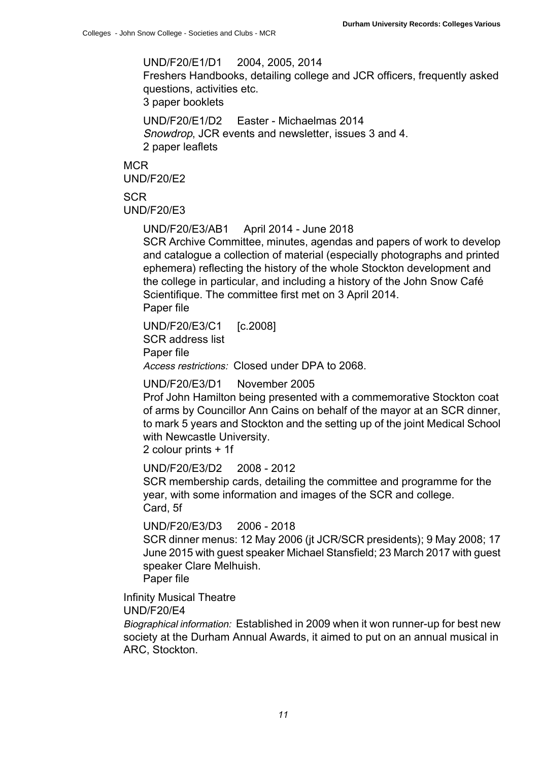UND/F20/E1/D1 2004, 2005, 2014

Freshers Handbooks, detailing college and JCR officers, frequently asked questions, activities etc.

3 paper booklets

UND/F20/E1/D2 Easter - Michaelmas 2014

*Snowdrop*, JCR events and newsletter, issues 3 and 4.

2 paper leaflets

MCR

UND/F20/E2

SCR

UND/F20/E3

UND/F20/E3/AB1 April 2014 - June 2018

SCR Archive Committee, minutes, agendas and papers of work to develop and catalogue a collection of material (especially photographs and printed ephemera) reflecting the history of the whole Stockton development and the college in particular, and including a history of the John Snow Café Scientifique. The committee first met on 3 April 2014.

Paper file

UND/F20/E3/C1 [c.2008]

SCR address list

Paper file

*Access restrictions:* Closed under DPA to 2068.

UND/F20/E3/D1 November 2005

Prof John Hamilton being presented with a commemorative Stockton coat of arms by Councillor Ann Cains on behalf of the mayor at an SCR dinner, to mark 5 years and Stockton and the setting up of the joint Medical School with Newcastle University.

2 colour prints + 1f

UND/F20/E3/D2 2008 - 2012

SCR membership cards, detailing the committee and programme for the year, with some information and images of the SCR and college.

Card, 5f

UND/F20/E3/D3 2006 - 2018

SCR dinner menus: 12 May 2006 (jt JCR/SCR presidents); 9 May 2008; 17 June 2015 with guest speaker Michael Stansfield; 23 March 2017 with guest speaker Clare Melhuish.

Paper file

Infinity Musical Theatre

UND/F20/E4

*Biographical information:* Established in 2009 when it won runner-up for best new society at the Durham Annual Awards, it aimed to put on an annual musical in ARC, Stockton.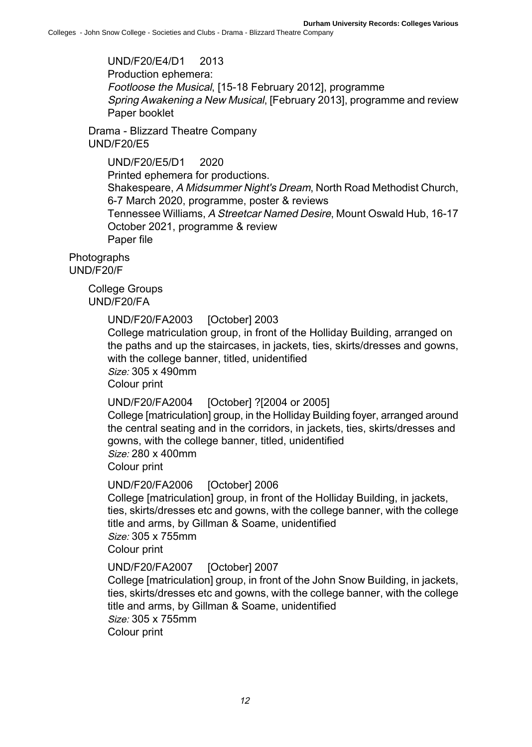UND/F20/E4/D1 2013
Production ephemera:
*Footloose the Musical*, [15-18 February 2012], programme
*Spring Awakening a New Musical*, [February 2013], programme and review
Paper booklet

Drama - Blizzard Theatre Company
UND/F20/E5

UND/F20/E5/D1 2020
Printed ephemera for productions.
Shakespeare, *A Midsummer Night's Dream*, North Road Methodist Church, 6-7 March 2020, programme, poster & reviews
Tennessee Williams, *A Streetcar Named Desire*, Mount Oswald Hub, 16-17 October 2021, programme & review
Paper file

Photographs
UND/F20/F

College Groups
UND/F20/FA

UND/F20/FA2003 [October] 2003
College matriculation group, in front of the Holliday Building, arranged on the paths and up the staircases, in jackets, ties, skirts/dresses and gowns, with the college banner, titled, unidentified
*Size:* 305 x 490mm
Colour print

UND/F20/FA2004 [October] ?[2004 or 2005]
College [matriculation] group, in the Holliday Building foyer, arranged around the central seating and in the corridors, in jackets, ties, skirts/dresses and gowns, with the college banner, titled, unidentified
*Size:* 280 x 400mm
Colour print

UND/F20/FA2006 [October] 2006
College [matriculation] group, in front of the Holliday Building, in jackets, ties, skirts/dresses etc and gowns, with the college banner, with the college title and arms, by Gillman & Soame, unidentified
*Size:* 305 x 755mm
Colour print

UND/F20/FA2007 [October] 2007
College [matriculation] group, in front of the John Snow Building, in jackets, ties, skirts/dresses etc and gowns, with the college banner, with the college title and arms, by Gillman & Soame, unidentified
*Size:* 305 x 755mm
Colour print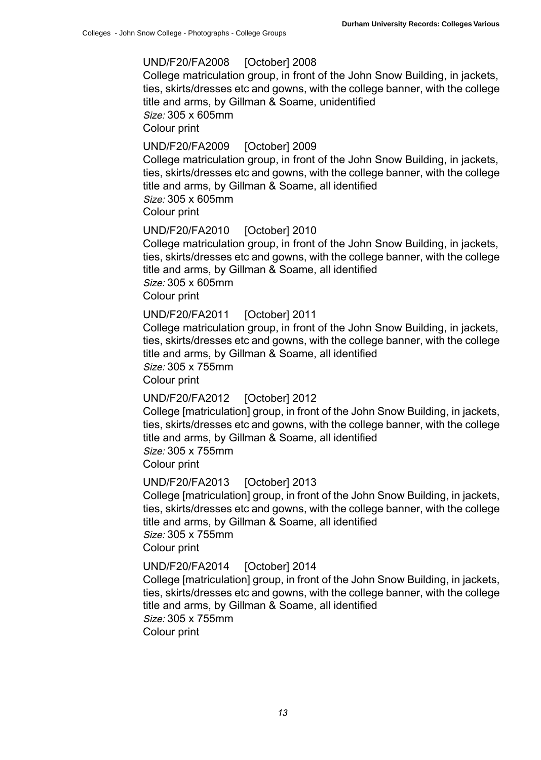UND/F20/FA2008 [October] 2008

College matriculation group, in front of the John Snow Building, in jackets, ties, skirts/dresses etc and gowns, with the college banner, with the college title and arms, by Gillman & Soame, unidentified

*Size:* 305 x 605mm

Colour print

UND/F20/FA2009 [October] 2009

College matriculation group, in front of the John Snow Building, in jackets, ties, skirts/dresses etc and gowns, with the college banner, with the college title and arms, by Gillman & Soame, all identified

*Size:* 305 x 605mm

Colour print

UND/F20/FA2010 [October] 2010

College matriculation group, in front of the John Snow Building, in jackets, ties, skirts/dresses etc and gowns, with the college banner, with the college title and arms, by Gillman & Soame, all identified

*Size:* 305 x 605mm

Colour print

UND/F20/FA2011 [October] 2011

College matriculation group, in front of the John Snow Building, in jackets, ties, skirts/dresses etc and gowns, with the college banner, with the college title and arms, by Gillman & Soame, all identified

*Size:* 305 x 755mm

Colour print

UND/F20/FA2012 [October] 2012

College [matriculation] group, in front of the John Snow Building, in jackets, ties, skirts/dresses etc and gowns, with the college banner, with the college title and arms, by Gillman & Soame, all identified

*Size:* 305 x 755mm

Colour print

UND/F20/FA2013 [October] 2013

College [matriculation] group, in front of the John Snow Building, in jackets, ties, skirts/dresses etc and gowns, with the college banner, with the college title and arms, by Gillman & Soame, all identified

*Size:* 305 x 755mm

Colour print

UND/F20/FA2014 [October] 2014

College [matriculation] group, in front of the John Snow Building, in jackets, ties, skirts/dresses etc and gowns, with the college banner, with the college title and arms, by Gillman & Soame, all identified

*Size:* 305 x 755mm

Colour print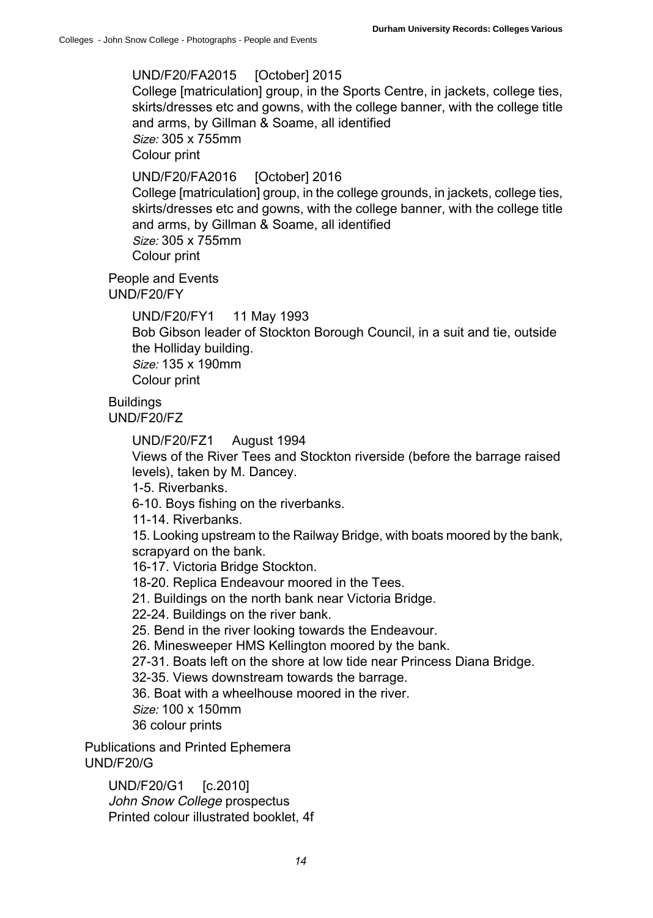UND/F20/FA2015 [October] 2015

College [matriculation] group, in the Sports Centre, in jackets, college ties, skirts/dresses etc and gowns, with the college banner, with the college title and arms, by Gillman & Soame, all identified

*Size:* 305 x 755mm

Colour print

UND/F20/FA2016 [October] 2016

College [matriculation] group, in the college grounds, in jackets, college ties, skirts/dresses etc and gowns, with the college banner, with the college title and arms, by Gillman & Soame, all identified

*Size:* 305 x 755mm

Colour print

People and Events

UND/F20/FY

UND/F20/FY1 11 May 1993

Bob Gibson leader of Stockton Borough Council, in a suit and tie, outside the Holliday building.

*Size:* 135 x 190mm

Colour print

Buildings

UND/F20/FZ

UND/F20/FZ1 August 1994

Views of the River Tees and Stockton riverside (before the barrage raised levels), taken by M. Dancey.

1-5. Riverbanks.

6-10. Boys fishing on the riverbanks.

11-14. Riverbanks.

15. Looking upstream to the Railway Bridge, with boats moored by the bank, scrapyard on the bank.

16-17. Victoria Bridge Stockton.

18-20. Replica Endeavour moored in the Tees.

21. Buildings on the north bank near Victoria Bridge.

22-24. Buildings on the river bank.

25. Bend in the river looking towards the Endeavour.

26. Minesweeper HMS Kellington moored by the bank.

27-31. Boats left on the shore at low tide near Princess Diana Bridge.

32-35. Views downstream towards the barrage.

36. Boat with a wheelhouse moored in the river.

*Size:* 100 x 150mm

36 colour prints

Publications and Printed Ephemera

UND/F20/G

UND/F20/G1 [c.2010]

*John Snow College* prospectus

Printed colour illustrated booklet, 4f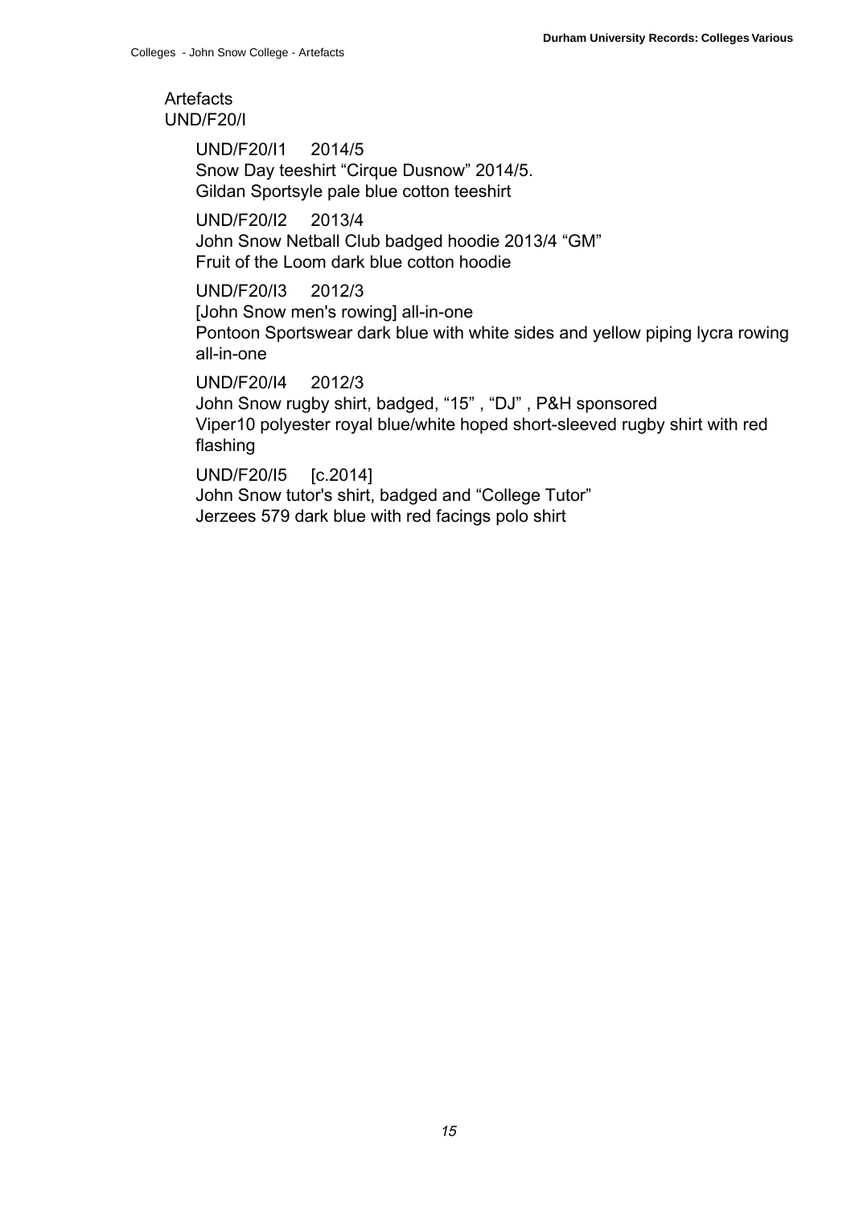Artefacts
UND/F20/I

UND/F20/I1 2014/5
Snow Day teeshirt “Cirque Dusnow” 2014/5.
Gildan Sportsyle pale blue cotton teeshirt

UND/F20/I2 2013/4
John Snow Netball Club badged hoodie 2013/4 “GM”
Fruit of the Loom dark blue cotton hoodie

UND/F20/I3 2012/3
[John Snow men's rowing] all-in-one
Pontoon Sportswear dark blue with white sides and yellow piping lycra rowing all-in-one

UND/F20/I4 2012/3
John Snow rugby shirt, badged, “15” , “DJ” , P&H sponsored
Viper10 polyester royal blue/white hoped short-sleeved rugby shirt with red flashing

UND/F20/I5 [c.2014]
John Snow tutor's shirt, badged and “College Tutor”
Jerzees 579 dark blue with red facings polo shirt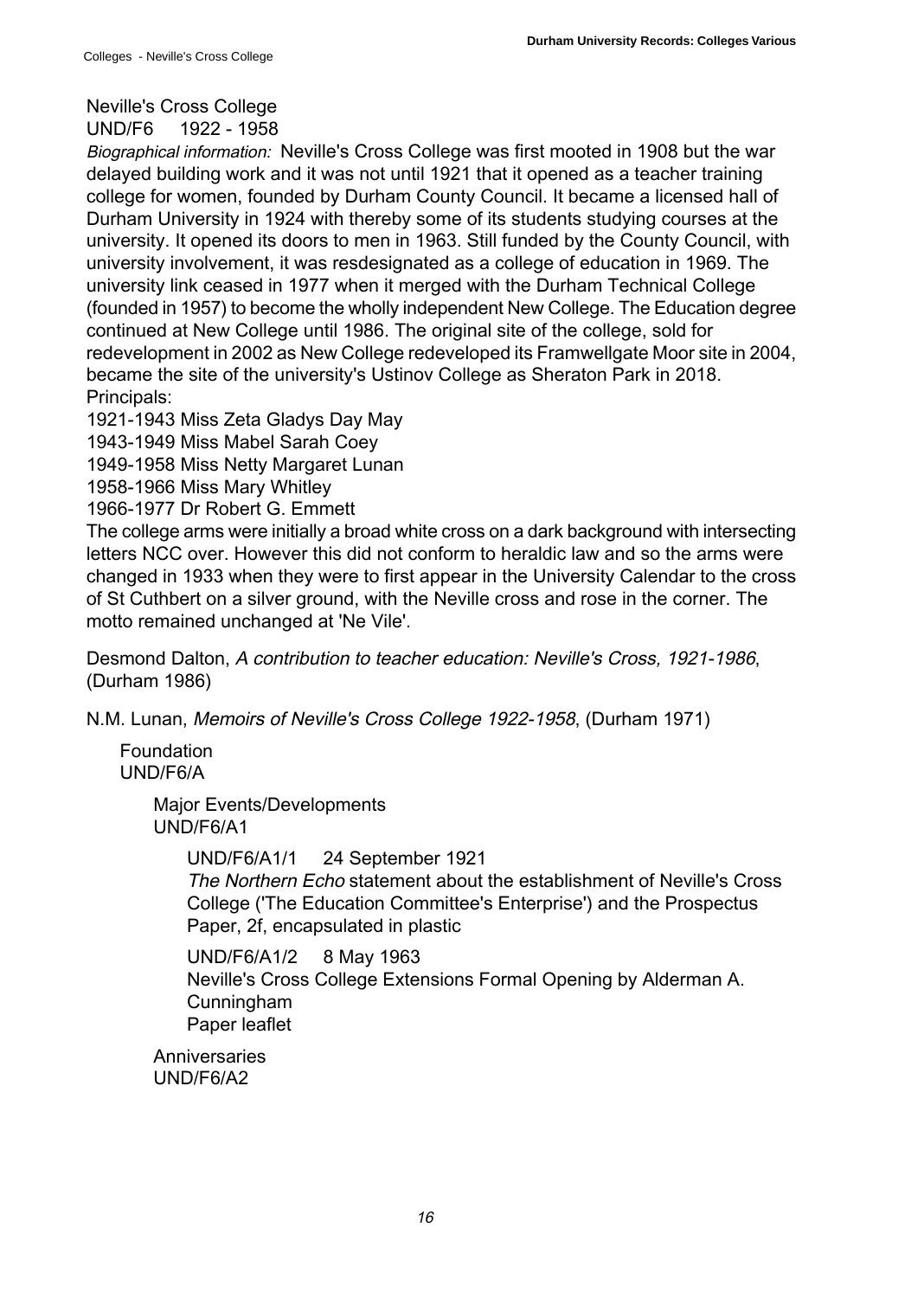# Neville's Cross College

UND/F6 1922 - 1958

*Biographical information:* Neville's Cross College was first mooted in 1908 but the war delayed building work and it was not until 1921 that it opened as a teacher training college for women, founded by Durham County Council. It became a licensed hall of Durham University in 1924 with thereby some of its students studying courses at the university. It opened its doors to men in 1963. Still funded by the County Council, with university involvement, it was resdesignated as a college of education in 1969. The university link ceased in 1977 when it merged with the Durham Technical College (founded in 1957) to become the wholly independent New College. The Education degree continued at New College until 1986. The original site of the college, sold for redevelopment in 2002 as New College redeveloped its Framwellgate Moor site in 2004, became the site of the university's Ustinov College as Sheraton Park in 2018.

Principals:

1921-1943 Miss Zeta Gladys Day May
1943-1949 Miss Mabel Sarah Coey
1949-1958 Miss Netty Margaret Lunan
1958-1966 Miss Mary Whitley
1966-1977 Dr Robert G. Emmett

The college arms were initially a broad white cross on a dark background with intersecting letters NCC over. However this did not conform to heraldic law and so the arms were changed in 1933 when they were to first appear in the University Calendar to the cross of St Cuthbert on a silver ground, with the Neville cross and rose in the corner. The motto remained unchanged at 'Ne Vile'.

Desmond Dalton, *A contribution to teacher education: Neville's Cross, 1921-1986*, (Durham 1986)

N.M. Lunan, *Memoirs of Neville's Cross College 1922-1958*, (Durham 1971)

## Foundation

UND/F6/A

### Major Events/Developments

UND/F6/A1

UND/F6/A1/1 24 September 1921
*The Northern Echo* statement about the establishment of Neville's Cross College ('The Education Committee's Enterprise') and the Prospectus
Paper, 2f, encapsulated in plastic

UND/F6/A1/2 8 May 1963
Neville's Cross College Extensions Formal Opening by Alderman A. Cunningham
Paper leaflet

### Anniversaries

UND/F6/A2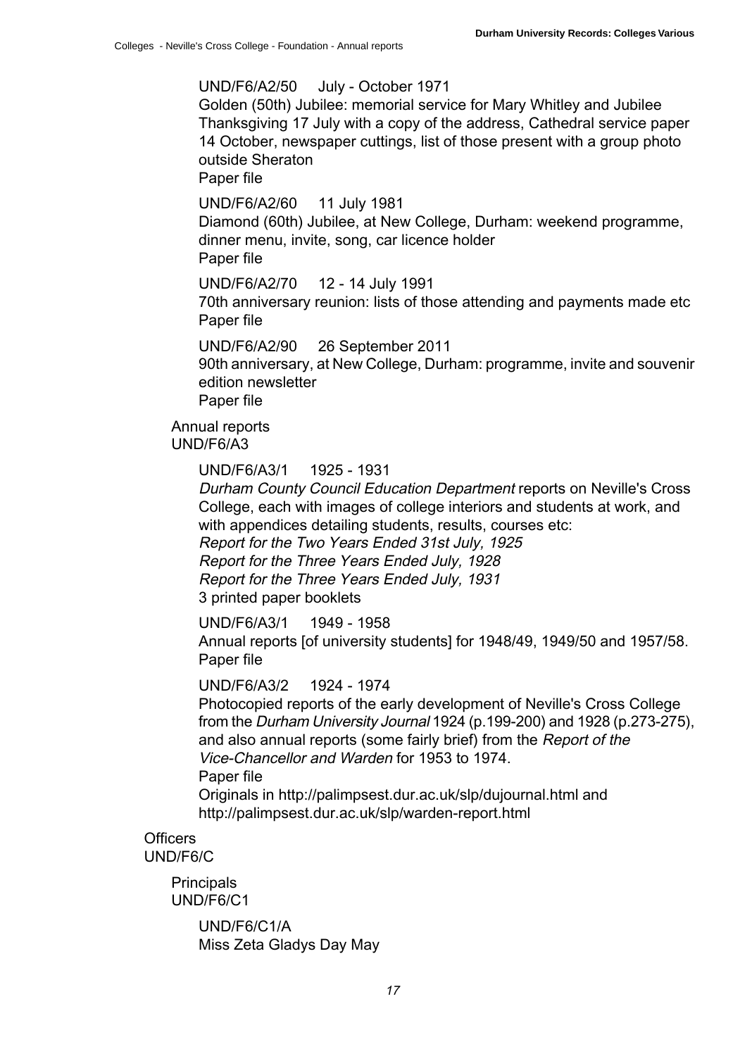UND/F6/A2/50 July - October 1971

Golden (50th) Jubilee: memorial service for Mary Whitley and Jubilee Thanksgiving 17 July with a copy of the address, Cathedral service paper 14 October, newspaper cuttings, list of those present with a group photo outside Sheraton

Paper file

UND/F6/A2/60 11 July 1981

Diamond (60th) Jubilee, at New College, Durham: weekend programme, dinner menu, invite, song, car licence holder

Paper file

UND/F6/A2/70 12 - 14 July 1991

70th anniversary reunion: lists of those attending and payments made etc

Paper file

UND/F6/A2/90 26 September 2011

90th anniversary, at New College, Durham: programme, invite and souvenir edition newsletter

Paper file

## Annual reports
UND/F6/A3

UND/F6/A3/1 1925 - 1931

*Durham County Council Education Department* reports on Neville's Cross College, each with images of college interiors and students at work, and with appendices detailing students, results, courses etc:

*Report for the Two Years Ended 31st July, 1925*

*Report for the Three Years Ended July, 1928*

*Report for the Three Years Ended July, 1931*

3 printed paper booklets

UND/F6/A3/1 1949 - 1958

Annual reports [of university students] for 1948/49, 1949/50 and 1957/58.

Paper file

UND/F6/A3/2 1924 - 1974

Photocopied reports of the early development of Neville's Cross College from the *Durham University Journal* 1924 (p.199-200) and 1928 (p.273-275), and also annual reports (some fairly brief) from the *Report of the Vice-Chancellor and Warden* for 1953 to 1974.

Paper file

Originals in http://palimpsest.dur.ac.uk/slp/dujournal.html and http://palimpsest.dur.ac.uk/slp/warden-report.html

# Officers
UND/F6/C

## Principals
UND/F6/C1

UND/F6/C1/A

Miss Zeta Gladys Day May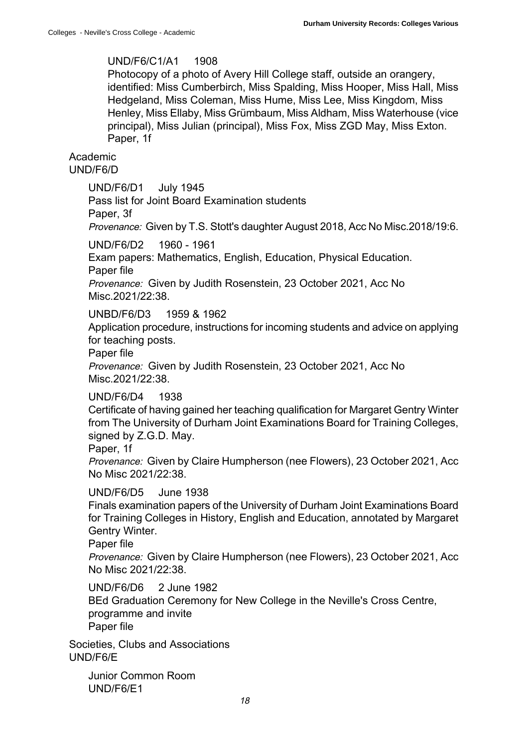UND/F6/C1/A1 1908

Photocopy of a photo of Avery Hill College staff, outside an orangery, identified: Miss Cumberbirch, Miss Spalding, Miss Hooper, Miss Hall, Miss Hedgeland, Miss Coleman, Miss Hume, Miss Lee, Miss Kingdom, Miss Henley, Miss Ellaby, Miss Grümbaum, Miss Aldham, Miss Waterhouse (vice principal), Miss Julian (principal), Miss Fox, Miss ZGD May, Miss Exton.

Paper, 1f

## Academic
UND/F6/D

UND/F6/D1 July 1945

Pass list for Joint Board Examination students

Paper, 3f

*Provenance:* Given by T.S. Stott's daughter August 2018, Acc No Misc.2018/19:6.

UND/F6/D2 1960 - 1961

Exam papers: Mathematics, English, Education, Physical Education.

Paper file

*Provenance:* Given by Judith Rosenstein, 23 October 2021, Acc No Misc.2021/22:38.

UNBD/F6/D3 1959 & 1962

Application procedure, instructions for incoming students and advice on applying for teaching posts.

Paper file

*Provenance:* Given by Judith Rosenstein, 23 October 2021, Acc No Misc.2021/22:38.

UND/F6/D4 1938

Certificate of having gained her teaching qualification for Margaret Gentry Winter from The University of Durham Joint Examinations Board for Training Colleges, signed by Z.G.D. May.

Paper, 1f

*Provenance:* Given by Claire Humpherson (nee Flowers), 23 October 2021, Acc No Misc 2021/22:38.

UND/F6/D5 June 1938

Finals examination papers of the University of Durham Joint Examinations Board for Training Colleges in History, English and Education, annotated by Margaret Gentry Winter.

Paper file

*Provenance:* Given by Claire Humpherson (nee Flowers), 23 October 2021, Acc No Misc 2021/22:38.

UND/F6/D6 2 June 1982

BEd Graduation Ceremony for New College in the Neville's Cross Centre, programme and invite

Paper file

## Societies, Clubs and Associations
UND/F6/E

### Junior Common Room
UND/F6/E1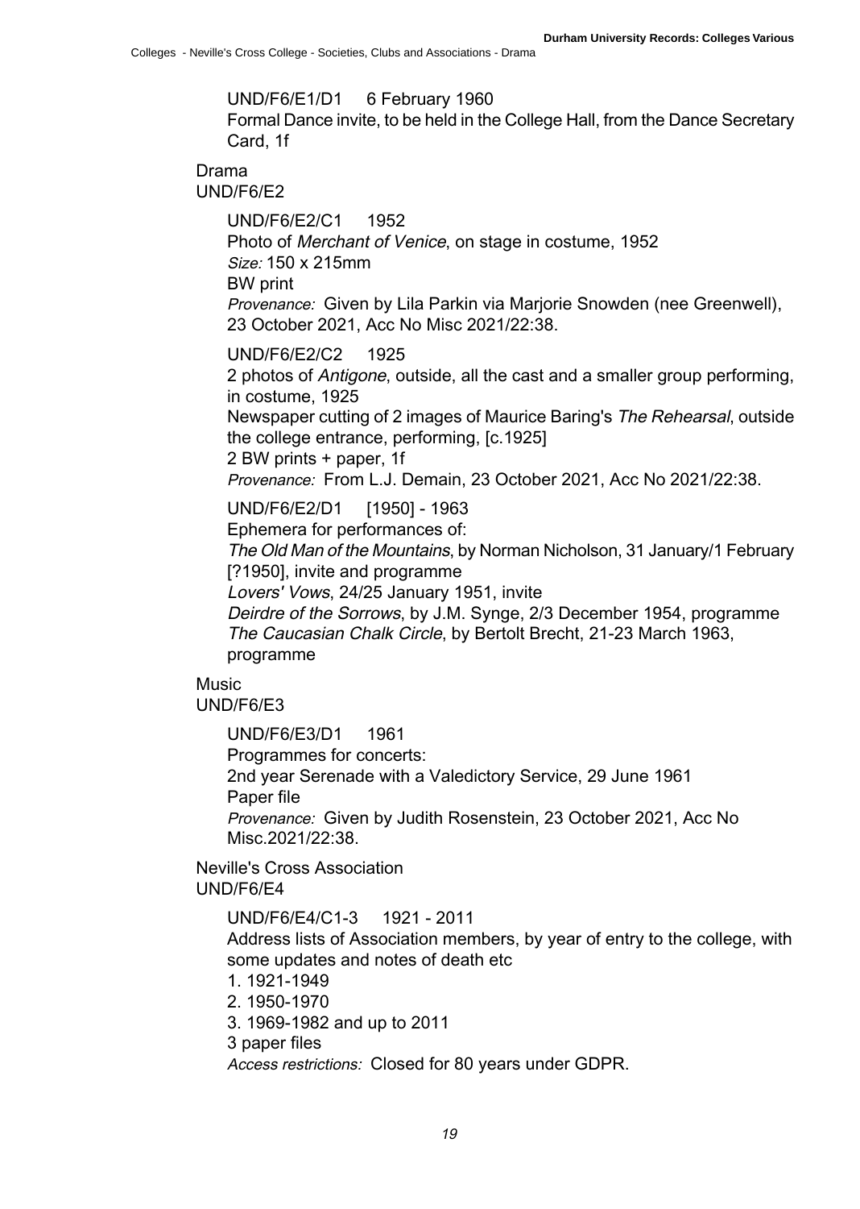UND/F6/E1/D1 6 February 1960

Formal Dance invite, to be held in the College Hall, from the Dance Secretary

Card, 1f

Drama

UND/F6/E2

UND/F6/E2/C1 1952

Photo of *Merchant of Venice*, on stage in costume, 1952

*Size:* 150 x 215mm

BW print

*Provenance:* Given by Lila Parkin via Marjorie Snowden (nee Greenwell), 23 October 2021, Acc No Misc 2021/22:38.

UND/F6/E2/C2 1925

2 photos of *Antigone*, outside, all the cast and a smaller group performing, in costume, 1925

Newspaper cutting of 2 images of Maurice Baring's *The Rehearsal*, outside the college entrance, performing, [c.1925]

2 BW prints + paper, 1f

*Provenance:* From L.J. Demain, 23 October 2021, Acc No 2021/22:38.

UND/F6/E2/D1 [1950] - 1963

Ephemera for performances of:

*The Old Man of the Mountains*, by Norman Nicholson, 31 January/1 February [?1950], invite and programme

*Lovers' Vows*, 24/25 January 1951, invite

*Deirdre of the Sorrows*, by J.M. Synge, 2/3 December 1954, programme

*The Caucasian Chalk Circle*, by Bertolt Brecht, 21-23 March 1963, programme

Music

UND/F6/E3

UND/F6/E3/D1 1961

Programmes for concerts:

2nd year Serenade with a Valedictory Service, 29 June 1961

Paper file

*Provenance:* Given by Judith Rosenstein, 23 October 2021, Acc No Misc.2021/22:38.

Neville's Cross Association

UND/F6/E4

UND/F6/E4/C1-3 1921 - 2011

Address lists of Association members, by year of entry to the college, with some updates and notes of death etc

1. 1921-1949
2. 1950-1970
3. 1969-1982 and up to 2011

3 paper files

*Access restrictions:* Closed for 80 years under GDPR.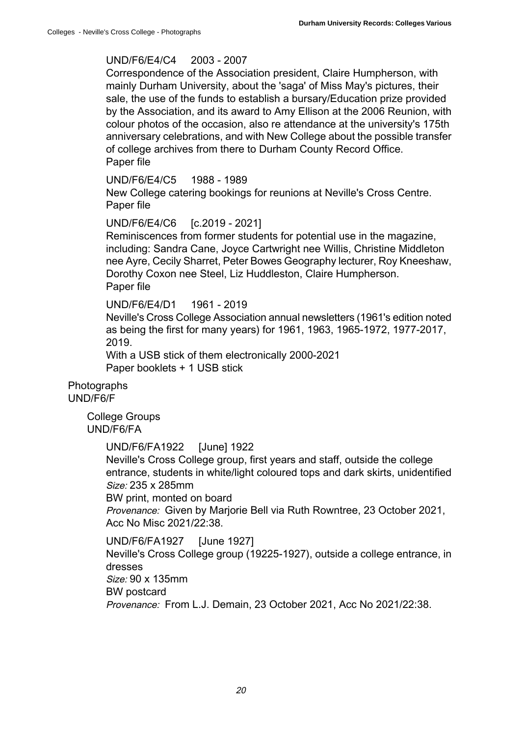UND/F6/E4/C4     2003 - 2007

Correspondence of the Association president, Claire Humpherson, with mainly Durham University, about the 'saga' of Miss May's pictures, their sale, the use of the funds to establish a bursary/Education prize provided by the Association, and its award to Amy Ellison at the 2006 Reunion, with colour photos of the occasion, also re attendance at the university's 175th anniversary celebrations, and with New College about the possible transfer of college archives from there to Durham County Record Office.
Paper file

UND/F6/E4/C5     1988 - 1989

New College catering bookings for reunions at Neville's Cross Centre.
Paper file

UND/F6/E4/C6     [c.2019 - 2021]

Reminiscences from former students for potential use in the magazine, including: Sandra Cane, Joyce Cartwright nee Willis, Christine Middleton nee Ayre, Cecily Sharret, Peter Bowes Geography lecturer, Roy Kneeshaw, Dorothy Coxon nee Steel, Liz Huddleston, Claire Humpherson.
Paper file

UND/F6/E4/D1     1961 - 2019

Neville's Cross College Association annual newsletters (1961's edition noted as being the first for many years) for 1961, 1963, 1965-1972, 1977-2017, 2019.
With a USB stick of them electronically 2000-2021
Paper booklets + 1 USB stick

## Photographs
UND/F6/F

### College Groups
UND/F6/FA

UND/F6/FA1922     [June] 1922

Neville's Cross College group, first years and staff, outside the college entrance, students in white/light coloured tops and dark skirts, unidentified
*Size:* 235 x 285mm
BW print, monted on board
*Provenance:* Given by Marjorie Bell via Ruth Rowntree, 23 October 2021, Acc No Misc 2021/22:38.

UND/F6/FA1927     [June 1927]

Neville's Cross College group (19225-1927), outside a college entrance, in dresses
*Size:* 90 x 135mm
BW postcard
*Provenance:* From L.J. Demain, 23 October 2021, Acc No 2021/22:38.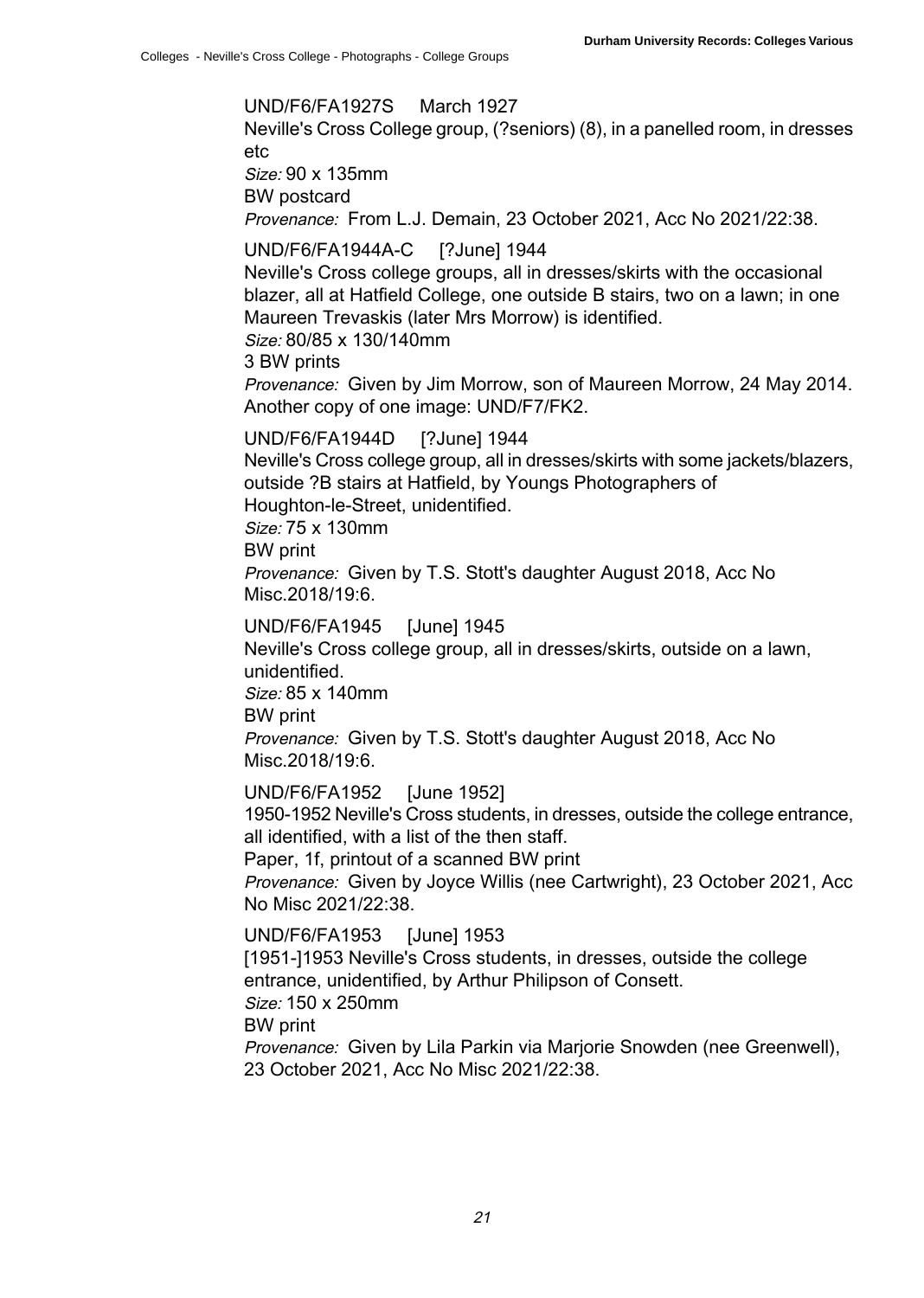UND/F6/FA1927S March 1927

Neville's Cross College group, (?seniors) (8), in a panelled room, in dresses etc

*Size:* 90 x 135mm

BW postcard

*Provenance:* From L.J. Demain, 23 October 2021, Acc No 2021/22:38.

UND/F6/FA1944A-C [?June] 1944

Neville's Cross college groups, all in dresses/skirts with the occasional blazer, all at Hatfield College, one outside B stairs, two on a lawn; in one Maureen Trevaskis (later Mrs Morrow) is identified.

*Size:* 80/85 x 130/140mm

3 BW prints

*Provenance:* Given by Jim Morrow, son of Maureen Morrow, 24 May 2014. Another copy of one image: UND/F7/FK2.

UND/F6/FA1944D [?June] 1944

Neville's Cross college group, all in dresses/skirts with some jackets/blazers, outside ?B stairs at Hatfield, by Youngs Photographers of Houghton-le-Street, unidentified.

*Size:* 75 x 130mm

BW print

*Provenance:* Given by T.S. Stott's daughter August 2018, Acc No Misc.2018/19:6.

UND/F6/FA1945 [June] 1945

Neville's Cross college group, all in dresses/skirts, outside on a lawn, unidentified.

*Size:* 85 x 140mm

BW print

*Provenance:* Given by T.S. Stott's daughter August 2018, Acc No Misc.2018/19:6.

UND/F6/FA1952 [June 1952]

1950-1952 Neville's Cross students, in dresses, outside the college entrance, all identified, with a list of the then staff.

Paper, 1f, printout of a scanned BW print

*Provenance:* Given by Joyce Willis (nee Cartwright), 23 October 2021, Acc No Misc 2021/22:38.

UND/F6/FA1953 [June] 1953

[1951-]1953 Neville's Cross students, in dresses, outside the college entrance, unidentified, by Arthur Philipson of Consett.

*Size:* 150 x 250mm

BW print

*Provenance:* Given by Lila Parkin via Marjorie Snowden (nee Greenwell), 23 October 2021, Acc No Misc 2021/22:38.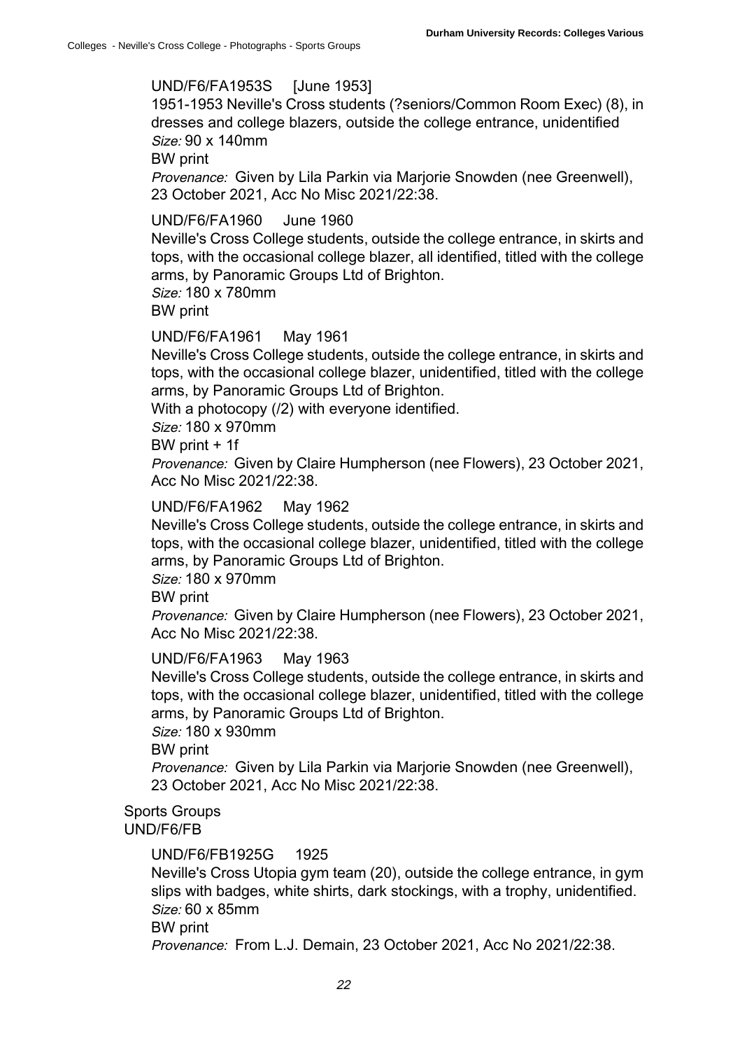UND/F6/FA1953S [June 1953]

1951-1953 Neville's Cross students (?seniors/Common Room Exec) (8), in dresses and college blazers, outside the college entrance, unidentified

*Size:* 90 x 140mm

BW print

*Provenance:* Given by Lila Parkin via Marjorie Snowden (nee Greenwell), 23 October 2021, Acc No Misc 2021/22:38.

UND/F6/FA1960 June 1960

Neville's Cross College students, outside the college entrance, in skirts and tops, with the occasional college blazer, all identified, titled with the college arms, by Panoramic Groups Ltd of Brighton.

*Size:* 180 x 780mm

BW print

UND/F6/FA1961 May 1961

Neville's Cross College students, outside the college entrance, in skirts and tops, with the occasional college blazer, unidentified, titled with the college arms, by Panoramic Groups Ltd of Brighton.

With a photocopy (/2) with everyone identified.

*Size:* 180 x 970mm

BW print + 1f

*Provenance:* Given by Claire Humpherson (nee Flowers), 23 October 2021, Acc No Misc 2021/22:38.

UND/F6/FA1962 May 1962

Neville's Cross College students, outside the college entrance, in skirts and tops, with the occasional college blazer, unidentified, titled with the college arms, by Panoramic Groups Ltd of Brighton.

*Size:* 180 x 970mm

BW print

*Provenance:* Given by Claire Humpherson (nee Flowers), 23 October 2021, Acc No Misc 2021/22:38.

UND/F6/FA1963 May 1963

Neville's Cross College students, outside the college entrance, in skirts and tops, with the occasional college blazer, unidentified, titled with the college arms, by Panoramic Groups Ltd of Brighton.

*Size:* 180 x 930mm

BW print

*Provenance:* Given by Lila Parkin via Marjorie Snowden (nee Greenwell), 23 October 2021, Acc No Misc 2021/22:38.

## Sports Groups
UND/F6/FB

UND/F6/FB1925G 1925

Neville's Cross Utopia gym team (20), outside the college entrance, in gym slips with badges, white shirts, dark stockings, with a trophy, unidentified.

*Size:* 60 x 85mm

BW print

*Provenance:* From L.J. Demain, 23 October 2021, Acc No 2021/22:38.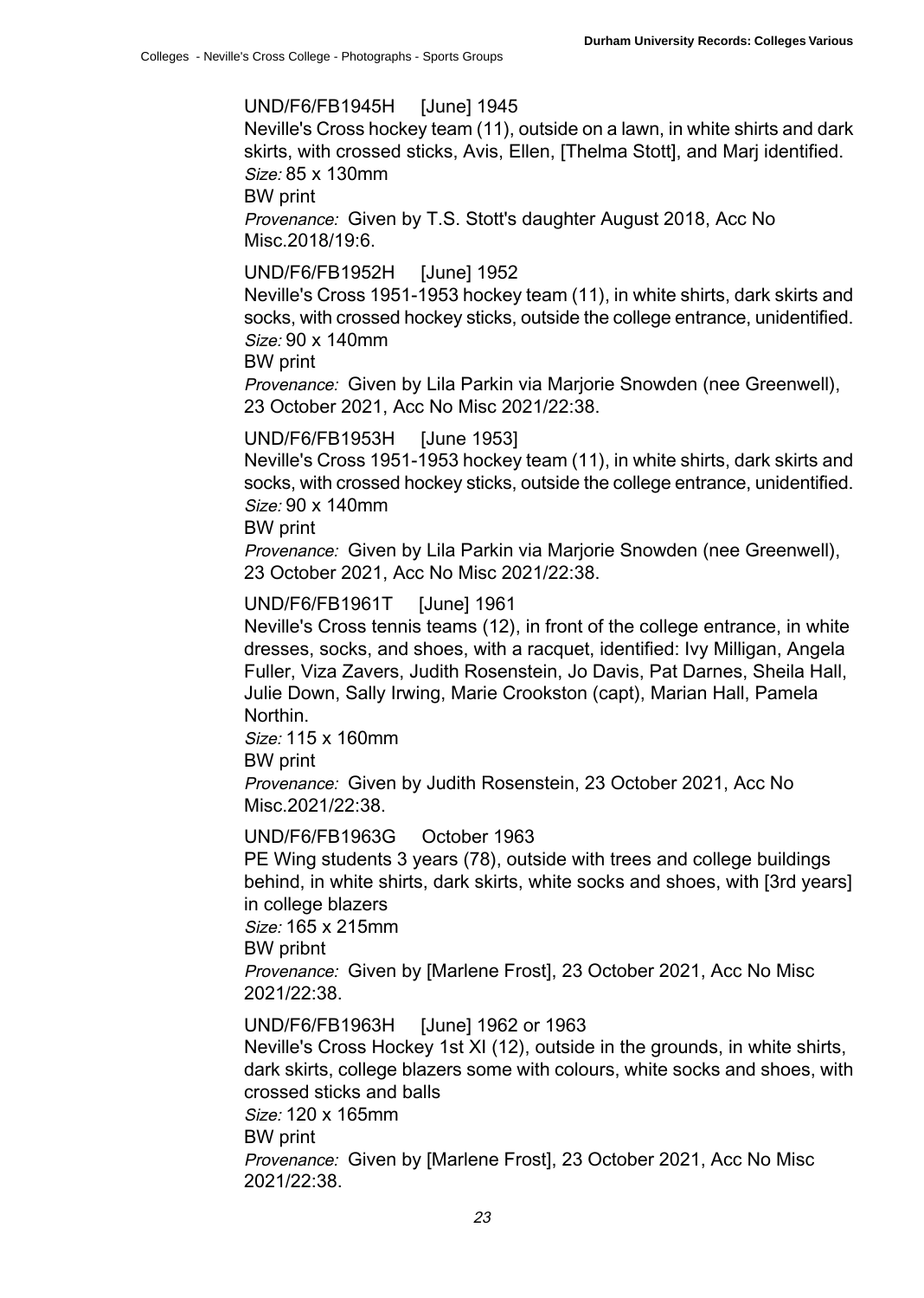UND/F6/FB1945H [June] 1945

Neville's Cross hockey team (11), outside on a lawn, in white shirts and dark skirts, with crossed sticks, Avis, Ellen, [Thelma Stott], and Marj identified.

*Size:* 85 x 130mm

BW print

*Provenance:* Given by T.S. Stott's daughter August 2018, Acc No Misc.2018/19:6.

UND/F6/FB1952H [June] 1952

Neville's Cross 1951-1953 hockey team (11), in white shirts, dark skirts and socks, with crossed hockey sticks, outside the college entrance, unidentified.

*Size:* 90 x 140mm

BW print

*Provenance:* Given by Lila Parkin via Marjorie Snowden (nee Greenwell), 23 October 2021, Acc No Misc 2021/22:38.

UND/F6/FB1953H [June 1953]

Neville's Cross 1951-1953 hockey team (11), in white shirts, dark skirts and socks, with crossed hockey sticks, outside the college entrance, unidentified.

*Size:* 90 x 140mm

BW print

*Provenance:* Given by Lila Parkin via Marjorie Snowden (nee Greenwell), 23 October 2021, Acc No Misc 2021/22:38.

UND/F6/FB1961T [June] 1961

Neville's Cross tennis teams (12), in front of the college entrance, in white dresses, socks, and shoes, with a racquet, identified: Ivy Milligan, Angela Fuller, Viza Zavers, Judith Rosenstein, Jo Davis, Pat Darnes, Sheila Hall, Julie Down, Sally Irwing, Marie Crookston (capt), Marian Hall, Pamela Northin.

*Size:* 115 x 160mm

BW print

*Provenance:* Given by Judith Rosenstein, 23 October 2021, Acc No Misc.2021/22:38.

UND/F6/FB1963G October 1963

PE Wing students 3 years (78), outside with trees and college buildings behind, in white shirts, dark skirts, white socks and shoes, with [3rd years] in college blazers

*Size:* 165 x 215mm

BW pribnt

*Provenance:* Given by [Marlene Frost], 23 October 2021, Acc No Misc 2021/22:38.

UND/F6/FB1963H [June] 1962 or 1963

Neville's Cross Hockey 1st XI (12), outside in the grounds, in white shirts, dark skirts, college blazers some with colours, white socks and shoes, with crossed sticks and balls

*Size:* 120 x 165mm

BW print

*Provenance:* Given by [Marlene Frost], 23 October 2021, Acc No Misc 2021/22:38.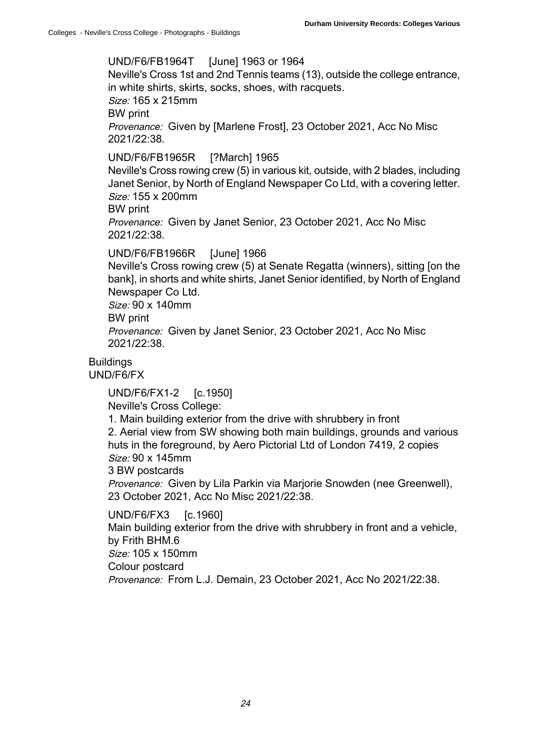UND/F6/FB1964T [June] 1963 or 1964

Neville's Cross 1st and 2nd Tennis teams (13), outside the college entrance, in white shirts, skirts, socks, shoes, with racquets.

*Size:* 165 x 215mm

BW print

*Provenance:* Given by [Marlene Frost], 23 October 2021, Acc No Misc 2021/22:38.

UND/F6/FB1965R [?March] 1965

Neville's Cross rowing crew (5) in various kit, outside, with 2 blades, including Janet Senior, by North of England Newspaper Co Ltd, with a covering letter.

*Size:* 155 x 200mm

BW print

*Provenance:* Given by Janet Senior, 23 October 2021, Acc No Misc 2021/22:38.

UND/F6/FB1966R [June] 1966

Neville's Cross rowing crew (5) at Senate Regatta (winners), sitting [on the bank], in shorts and white shirts, Janet Senior identified, by North of England Newspaper Co Ltd.

*Size:* 90 x 140mm

BW print

*Provenance:* Given by Janet Senior, 23 October 2021, Acc No Misc 2021/22:38.

## Buildings
UND/F6/FX

UND/F6/FX1-2 [c.1950]

Neville's Cross College:

1. Main building exterior from the drive with shrubbery in front
2. Aerial view from SW showing both main buildings, grounds and various huts in the foreground, by Aero Pictorial Ltd of London 7419, 2 copies

*Size:* 90 x 145mm

3 BW postcards

*Provenance:* Given by Lila Parkin via Marjorie Snowden (nee Greenwell), 23 October 2021, Acc No Misc 2021/22:38.

UND/F6/FX3 [c.1960]

Main building exterior from the drive with shrubbery in front and a vehicle, by Frith BHM.6

*Size:* 105 x 150mm

Colour postcard

*Provenance:* From L.J. Demain, 23 October 2021, Acc No 2021/22:38.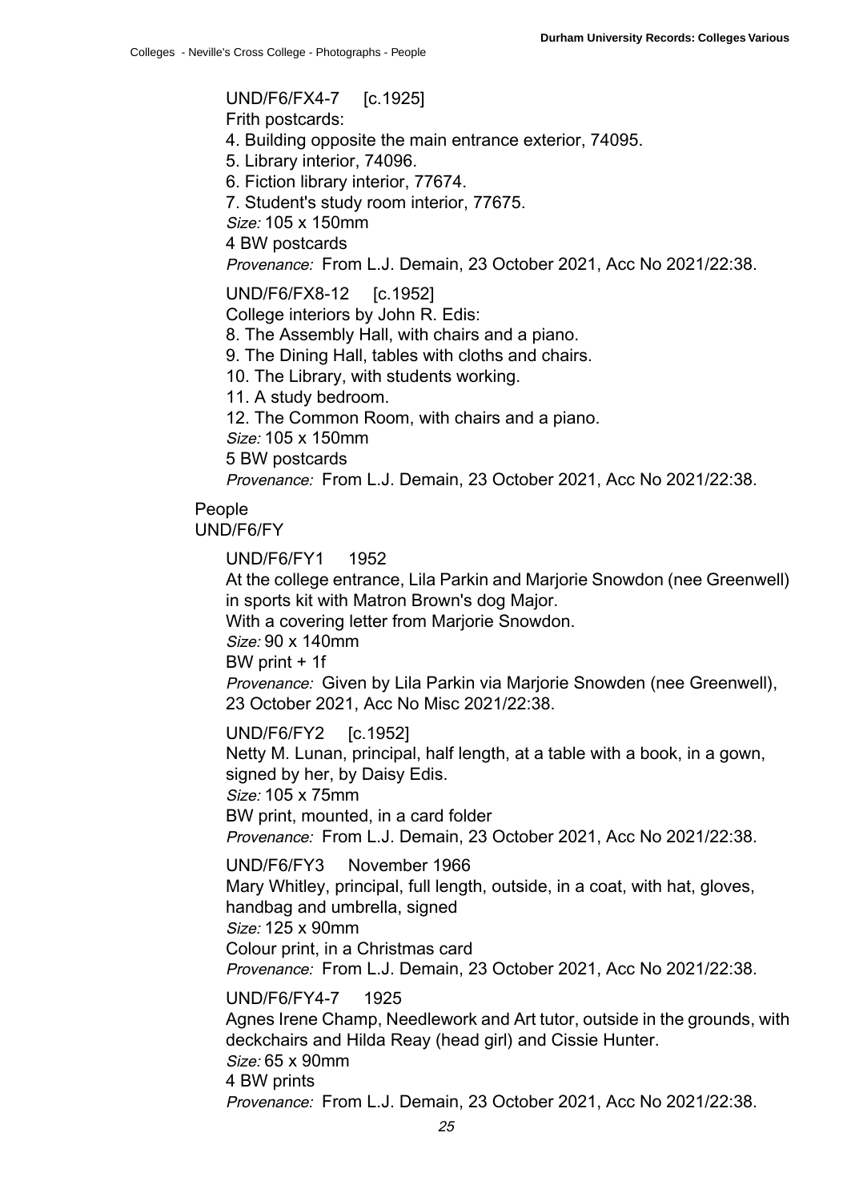UND/F6/FX4-7 [c.1925]

Frith postcards:

4. Building opposite the main entrance exterior, 74095.
5. Library interior, 74096.
6. Fiction library interior, 77674.
7. Student's study room interior, 77675.

*Size:* 105 x 150mm

4 BW postcards

*Provenance:* From L.J. Demain, 23 October 2021, Acc No 2021/22:38.

UND/F6/FX8-12 [c.1952]

College interiors by John R. Edis:

8. The Assembly Hall, with chairs and a piano.
9. The Dining Hall, tables with cloths and chairs.
10. The Library, with students working.
11. A study bedroom.
12. The Common Room, with chairs and a piano.

*Size:* 105 x 150mm

5 BW postcards

*Provenance:* From L.J. Demain, 23 October 2021, Acc No 2021/22:38.

## People
UND/F6/FY

UND/F6/FY1 1952

At the college entrance, Lila Parkin and Marjorie Snowdon (nee Greenwell) in sports kit with Matron Brown's dog Major.

With a covering letter from Marjorie Snowdon.

*Size:* 90 x 140mm

BW print + 1f

*Provenance:* Given by Lila Parkin via Marjorie Snowden (nee Greenwell), 23 October 2021, Acc No Misc 2021/22:38.

UND/F6/FY2 [c.1952]

Netty M. Lunan, principal, half length, at a table with a book, in a gown, signed by her, by Daisy Edis.

*Size:* 105 x 75mm

BW print, mounted, in a card folder

*Provenance:* From L.J. Demain, 23 October 2021, Acc No 2021/22:38.

UND/F6/FY3 November 1966

Mary Whitley, principal, full length, outside, in a coat, with hat, gloves, handbag and umbrella, signed

*Size:* 125 x 90mm

Colour print, in a Christmas card

*Provenance:* From L.J. Demain, 23 October 2021, Acc No 2021/22:38.

UND/F6/FY4-7 1925

Agnes Irene Champ, Needlework and Art tutor, outside in the grounds, with deckchairs and Hilda Reay (head girl) and Cissie Hunter.

*Size:* 65 x 90mm

4 BW prints

*Provenance:* From L.J. Demain, 23 October 2021, Acc No 2021/22:38.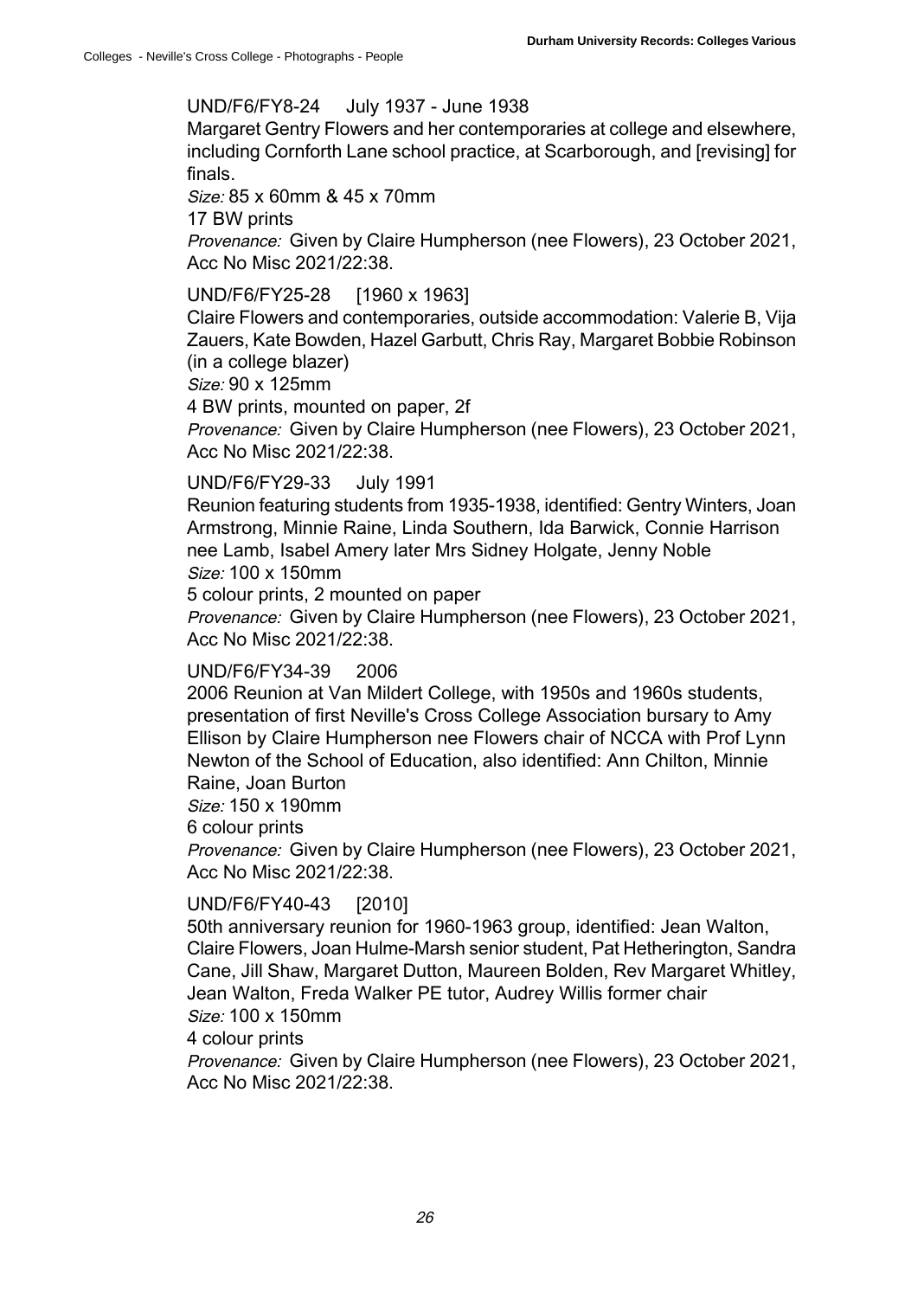UND/F6/FY8-24 July 1937 - June 1938

Margaret Gentry Flowers and her contemporaries at college and elsewhere, including Cornforth Lane school practice, at Scarborough, and [revising] for finals.

*Size:* 85 x 60mm & 45 x 70mm

17 BW prints

*Provenance:* Given by Claire Humpherson (nee Flowers), 23 October 2021, Acc No Misc 2021/22:38.

UND/F6/FY25-28 [1960 x 1963]

Claire Flowers and contemporaries, outside accommodation: Valerie B, Vija Zauers, Kate Bowden, Hazel Garbutt, Chris Ray, Margaret Bobbie Robinson (in a college blazer)

*Size:* 90 x 125mm

4 BW prints, mounted on paper, 2f

*Provenance:* Given by Claire Humpherson (nee Flowers), 23 October 2021, Acc No Misc 2021/22:38.

UND/F6/FY29-33 July 1991

Reunion featuring students from 1935-1938, identified: Gentry Winters, Joan Armstrong, Minnie Raine, Linda Southern, Ida Barwick, Connie Harrison nee Lamb, Isabel Amery later Mrs Sidney Holgate, Jenny Noble

*Size:* 100 x 150mm

5 colour prints, 2 mounted on paper

*Provenance:* Given by Claire Humpherson (nee Flowers), 23 October 2021, Acc No Misc 2021/22:38.

UND/F6/FY34-39 2006

2006 Reunion at Van Mildert College, with 1950s and 1960s students, presentation of first Neville's Cross College Association bursary to Amy Ellison by Claire Humpherson nee Flowers chair of NCCA with Prof Lynn Newton of the School of Education, also identified: Ann Chilton, Minnie Raine, Joan Burton

*Size:* 150 x 190mm

6 colour prints

*Provenance:* Given by Claire Humpherson (nee Flowers), 23 October 2021, Acc No Misc 2021/22:38.

UND/F6/FY40-43 [2010]

50th anniversary reunion for 1960-1963 group, identified: Jean Walton, Claire Flowers, Joan Hulme-Marsh senior student, Pat Hetherington, Sandra Cane, Jill Shaw, Margaret Dutton, Maureen Bolden, Rev Margaret Whitley, Jean Walton, Freda Walker PE tutor, Audrey Willis former chair

*Size:* 100 x 150mm

4 colour prints

*Provenance:* Given by Claire Humpherson (nee Flowers), 23 October 2021, Acc No Misc 2021/22:38.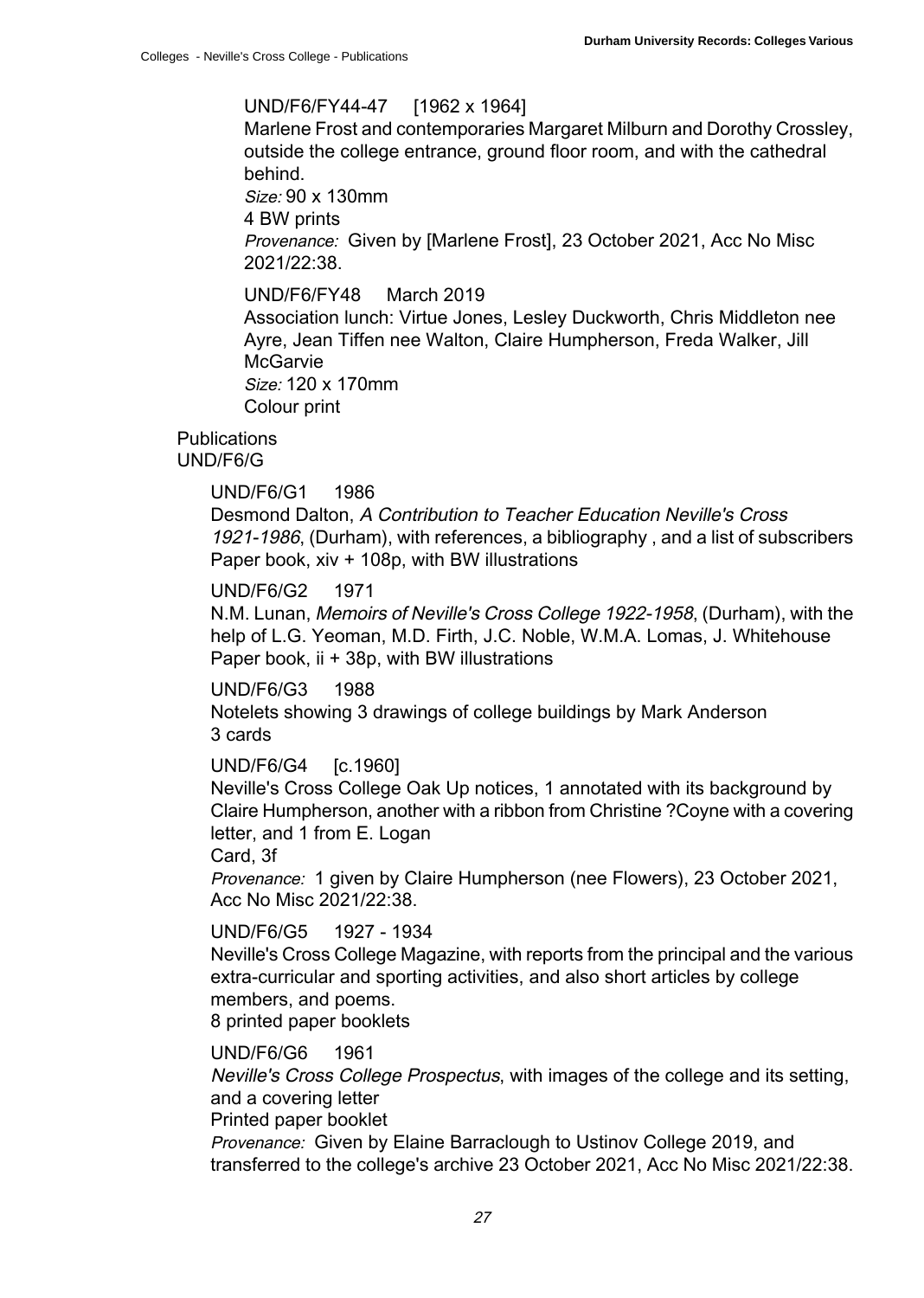UND/F6/FY44-47 [1962 x 1964]

Marlene Frost and contemporaries Margaret Milburn and Dorothy Crossley, outside the college entrance, ground floor room, and with the cathedral behind.

*Size:* 90 x 130mm

4 BW prints

*Provenance:* Given by [Marlene Frost], 23 October 2021, Acc No Misc 2021/22:38.

UND/F6/FY48 March 2019

Association lunch: Virtue Jones, Lesley Duckworth, Chris Middleton nee Ayre, Jean Tiffen nee Walton, Claire Humpherson, Freda Walker, Jill McGarvie

*Size:* 120 x 170mm

Colour print

## Publications

UND/F6/G

UND/F6/G1 1986

Desmond Dalton, *A Contribution to Teacher Education Neville's Cross 1921-1986*, (Durham), with references, a bibliography , and a list of subscribers

Paper book, xiv + 108p, with BW illustrations

UND/F6/G2 1971

N.M. Lunan, *Memoirs of Neville's Cross College 1922-1958*, (Durham), with the help of L.G. Yeoman, M.D. Firth, J.C. Noble, W.M.A. Lomas, J. Whitehouse

Paper book, ii + 38p, with BW illustrations

UND/F6/G3 1988

Notelets showing 3 drawings of college buildings by Mark Anderson

3 cards

UND/F6/G4 [c.1960]

Neville's Cross College Oak Up notices, 1 annotated with its background by Claire Humpherson, another with a ribbon from Christine ?Coyne with a covering letter, and 1 from E. Logan

Card, 3f

*Provenance:* 1 given by Claire Humpherson (nee Flowers), 23 October 2021, Acc No Misc 2021/22:38.

UND/F6/G5 1927 - 1934

Neville's Cross College Magazine, with reports from the principal and the various extra-curricular and sporting activities, and also short articles by college members, and poems.

8 printed paper booklets

UND/F6/G6 1961

*Neville's Cross College Prospectus*, with images of the college and its setting, and a covering letter

Printed paper booklet

*Provenance:* Given by Elaine Barraclough to Ustinov College 2019, and transferred to the college's archive 23 October 2021, Acc No Misc 2021/22:38.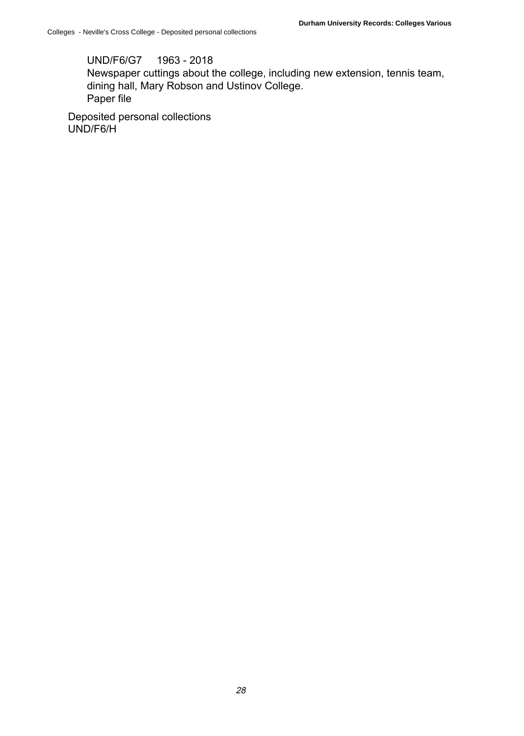UND/F6/G7 1963 - 2018

Newspaper cuttings about the college, including new extension, tennis team, dining hall, Mary Robson and Ustinov College.

Paper file

Deposited personal collections

UND/F6/H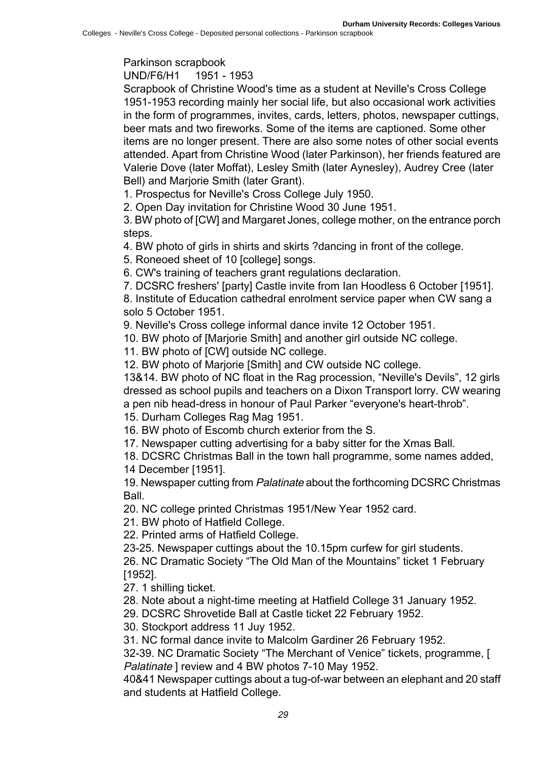Parkinson scrapbook

UND/F6/H1 1951 - 1953

Scrapbook of Christine Wood's time as a student at Neville's Cross College 1951-1953 recording mainly her social life, but also occasional work activities in the form of programmes, invites, cards, letters, photos, newspaper cuttings, beer mats and two fireworks. Some of the items are captioned. Some other items are no longer present. There are also some notes of other social events attended. Apart from Christine Wood (later Parkinson), her friends featured are Valerie Dove (later Moffat), Lesley Smith (later Aynesley), Audrey Cree (later Bell) and Marjorie Smith (later Grant).

1. Prospectus for Neville's Cross College July 1950.
2. Open Day invitation for Christine Wood 30 June 1951.
3. BW photo of [CW] and Margaret Jones, college mother, on the entrance porch steps.
4. BW photo of girls in shirts and skirts ?dancing in front of the college.
5. Roneoed sheet of 10 [college] songs.
6. CW's training of teachers grant regulations declaration.
7. DCSRC freshers' [party] Castle invite from Ian Hoodless 6 October [1951].
8. Institute of Education cathedral enrolment service paper when CW sang a solo 5 October 1951.
9. Neville's Cross college informal dance invite 12 October 1951.
10. BW photo of [Marjorie Smith] and another girl outside NC college.
11. BW photo of [CW] outside NC college.
12. BW photo of Marjorie [Smith] and CW outside NC college.

13&14. BW photo of NC float in the Rag procession, “Neville's Devils”, 12 girls dressed as school pupils and teachers on a Dixon Transport lorry. CW wearing a pen nib head-dress in honour of Paul Parker “everyone's heart-throb”.

15. Durham Colleges Rag Mag 1951.
16. BW photo of Escomb church exterior from the S.
17. Newspaper cutting advertising for a baby sitter for the Xmas Ball.
18. DCSRC Christmas Ball in the town hall programme, some names added, 14 December [1951].
19. Newspaper cutting from *Palatinate* about the forthcoming DCSRC Christmas Ball.
20. NC college printed Christmas 1951/New Year 1952 card.
21. BW photo of Hatfield College.
22. Printed arms of Hatfield College.

23-25. Newspaper cuttings about the 10.15pm curfew for girl students.

26. NC Dramatic Society “The Old Man of the Mountains” ticket 1 February [1952].
27. 1 shilling ticket.
28. Note about a night-time meeting at Hatfield College 31 January 1952.
29. DCSRC Shrovetide Ball at Castle ticket 22 February 1952.
30. Stockport address 11 Juy 1952.
31. NC formal dance invite to Malcolm Gardiner 26 February 1952.

32-39. NC Dramatic Society “The Merchant of Venice” tickets, programme, [ *Palatinate* ] review and 4 BW photos 7-10 May 1952.

40&41 Newspaper cuttings about a tug-of-war between an elephant and 20 staff and students at Hatfield College.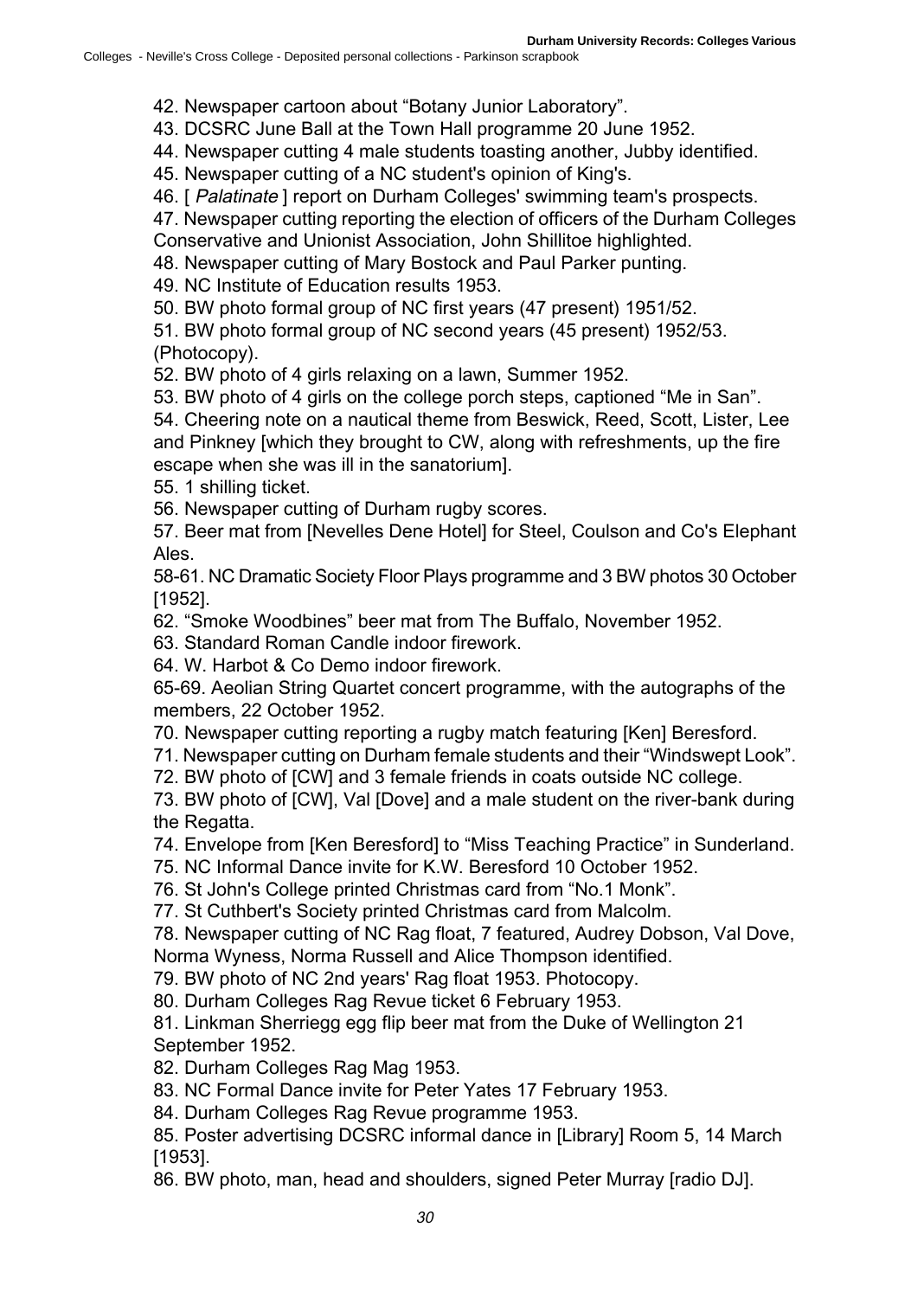42. Newspaper cartoon about “Botany Junior Laboratory”.

43. DCSRC June Ball at the Town Hall programme 20 June 1952.

44. Newspaper cutting 4 male students toasting another, Jubby identified.

45. Newspaper cutting of a NC student's opinion of King's.

46. [ *Palatinate* ] report on Durham Colleges' swimming team's prospects.

47. Newspaper cutting reporting the election of officers of the Durham Colleges Conservative and Unionist Association, John Shillitoe highlighted.

48. Newspaper cutting of Mary Bostock and Paul Parker punting.

49. NC Institute of Education results 1953.

50. BW photo formal group of NC first years (47 present) 1951/52.

51. BW photo formal group of NC second years (45 present) 1952/53. (Photocopy).

52. BW photo of 4 girls relaxing on a lawn, Summer 1952.

53. BW photo of 4 girls on the college porch steps, captioned “Me in San”.

54. Cheering note on a nautical theme from Beswick, Reed, Scott, Lister, Lee and Pinkney [which they brought to CW, along with refreshments, up the fire escape when she was ill in the sanatorium].

55. 1 shilling ticket.

56. Newspaper cutting of Durham rugby scores.

57. Beer mat from [Nevelles Dene Hotel] for Steel, Coulson and Co's Elephant Ales.

58-61. NC Dramatic Society Floor Plays programme and 3 BW photos 30 October [1952].

62. “Smoke Woodbines” beer mat from The Buffalo, November 1952.

63. Standard Roman Candle indoor firework.

64. W. Harbot & Co Demo indoor firework.

65-69. Aeolian String Quartet concert programme, with the autographs of the members, 22 October 1952.

70. Newspaper cutting reporting a rugby match featuring [Ken] Beresford.

71. Newspaper cutting on Durham female students and their “Windswept Look”.

72. BW photo of [CW] and 3 female friends in coats outside NC college.

73. BW photo of [CW], Val [Dove] and a male student on the river-bank during the Regatta.

74. Envelope from [Ken Beresford] to “Miss Teaching Practice” in Sunderland.

75. NC Informal Dance invite for K.W. Beresford 10 October 1952.

76. St John's College printed Christmas card from “No.1 Monk”.

77. St Cuthbert's Society printed Christmas card from Malcolm.

78. Newspaper cutting of NC Rag float, 7 featured, Audrey Dobson, Val Dove, Norma Wyness, Norma Russell and Alice Thompson identified.

79. BW photo of NC 2nd years' Rag float 1953. Photocopy.

80. Durham Colleges Rag Revue ticket 6 February 1953.

81. Linkman Sherriegg egg flip beer mat from the Duke of Wellington 21 September 1952.

82. Durham Colleges Rag Mag 1953.

83. NC Formal Dance invite for Peter Yates 17 February 1953.

84. Durham Colleges Rag Revue programme 1953.

85. Poster advertising DCSRC informal dance in [Library] Room 5, 14 March [1953].

86. BW photo, man, head and shoulders, signed Peter Murray [radio DJ].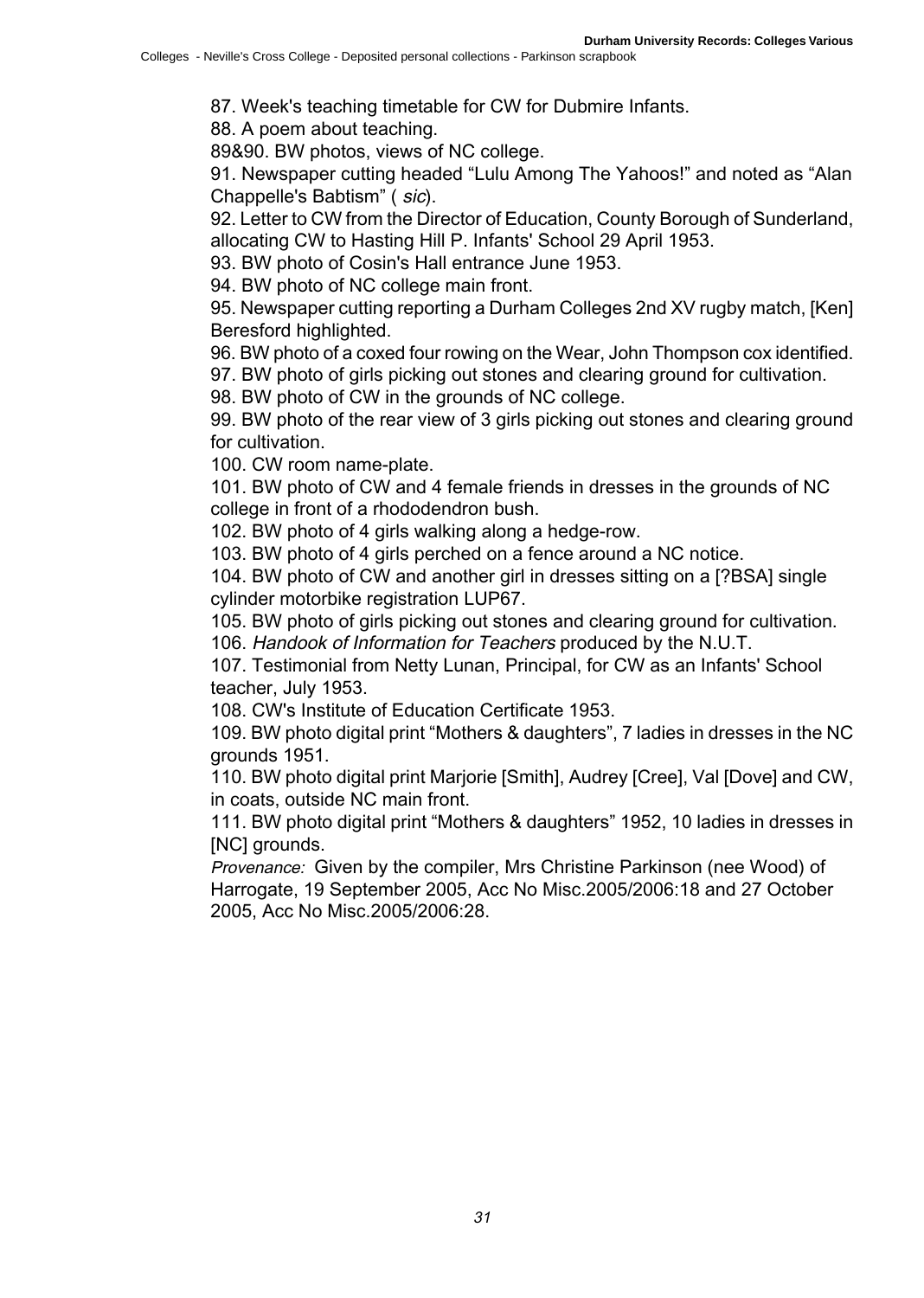87. Week's teaching timetable for CW for Dubmire Infants.

88. A poem about teaching.

89&90. BW photos, views of NC college.

91. Newspaper cutting headed “Lulu Among The Yahoos!” and noted as “Alan Chappelle's Babtism” ( *sic*).

92. Letter to CW from the Director of Education, County Borough of Sunderland, allocating CW to Hasting Hill P. Infants' School 29 April 1953.

93. BW photo of Cosin's Hall entrance June 1953.

94. BW photo of NC college main front.

95. Newspaper cutting reporting a Durham Colleges 2nd XV rugby match, [Ken] Beresford highlighted.

96. BW photo of a coxed four rowing on the Wear, John Thompson cox identified.

97. BW photo of girls picking out stones and clearing ground for cultivation.

98. BW photo of CW in the grounds of NC college.

99. BW photo of the rear view of 3 girls picking out stones and clearing ground for cultivation.

100. CW room name-plate.

101. BW photo of CW and 4 female friends in dresses in the grounds of NC college in front of a rhododendron bush.

102. BW photo of 4 girls walking along a hedge-row.

103. BW photo of 4 girls perched on a fence around a NC notice.

104. BW photo of CW and another girl in dresses sitting on a [?BSA] single cylinder motorbike registration LUP67.

105. BW photo of girls picking out stones and clearing ground for cultivation.

106. *Handook of Information for Teachers* produced by the N.U.T.

107. Testimonial from Netty Lunan, Principal, for CW as an Infants' School teacher, July 1953.

108. CW's Institute of Education Certificate 1953.

109. BW photo digital print “Mothers & daughters”, 7 ladies in dresses in the NC grounds 1951.

110. BW photo digital print Marjorie [Smith], Audrey [Cree], Val [Dove] and CW, in coats, outside NC main front.

111. BW photo digital print “Mothers & daughters” 1952, 10 ladies in dresses in [NC] grounds.

*Provenance:* Given by the compiler, Mrs Christine Parkinson (nee Wood) of Harrogate, 19 September 2005, Acc No Misc.2005/2006:18 and 27 October 2005, Acc No Misc.2005/2006:28.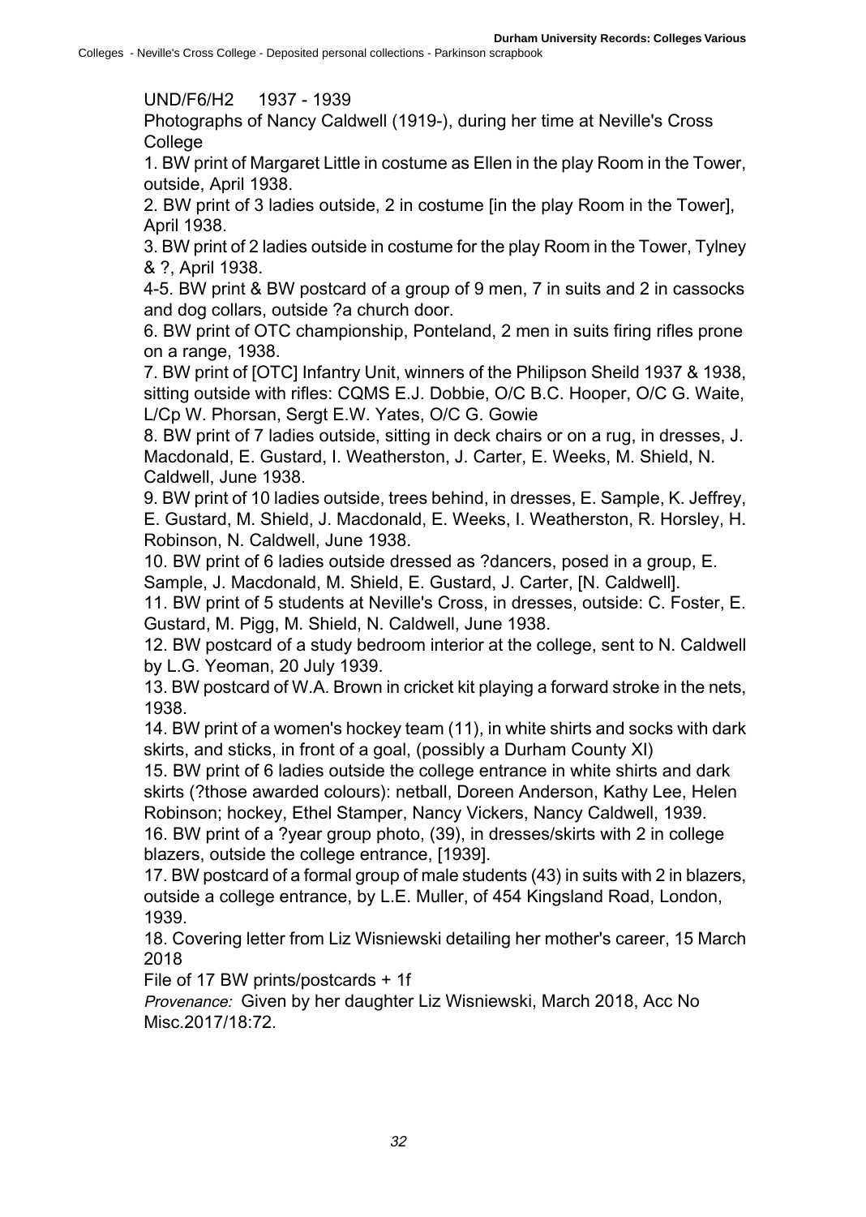UND/F6/H2     1937 - 1939

Photographs of Nancy Caldwell (1919-), during her time at Neville's Cross College

1. BW print of Margaret Little in costume as Ellen in the play Room in the Tower, outside, April 1938.
2. BW print of 3 ladies outside, 2 in costume [in the play Room in the Tower], April 1938.
3. BW print of 2 ladies outside in costume for the play Room in the Tower, Tylney & ?, April 1938.
4-5. BW print & BW postcard of a group of 9 men, 7 in suits and 2 in cassocks and dog collars, outside ?a church door.
6. BW print of OTC championship, Ponteland, 2 men in suits firing rifles prone on a range, 1938.
7. BW print of [OTC] Infantry Unit, winners of the Philipson Sheild 1937 & 1938, sitting outside with rifles: CQMS E.J. Dobbie, O/C B.C. Hooper, O/C G. Waite, L/Cp W. Phorsan, Sergt E.W. Yates, O/C G. Gowie
8. BW print of 7 ladies outside, sitting in deck chairs or on a rug, in dresses, J. Macdonald, E. Gustard, I. Weatherston, J. Carter, E. Weeks, M. Shield, N. Caldwell, June 1938.
9. BW print of 10 ladies outside, trees behind, in dresses, E. Sample, K. Jeffrey, E. Gustard, M. Shield, J. Macdonald, E. Weeks, I. Weatherston, R. Horsley, H. Robinson, N. Caldwell, June 1938.
10. BW print of 6 ladies outside dressed as ?dancers, posed in a group, E. Sample, J. Macdonald, M. Shield, E. Gustard, J. Carter, [N. Caldwell].
11. BW print of 5 students at Neville's Cross, in dresses, outside: C. Foster, E. Gustard, M. Pigg, M. Shield, N. Caldwell, June 1938.
12. BW postcard of a study bedroom interior at the college, sent to N. Caldwell by L.G. Yeoman, 20 July 1939.
13. BW postcard of W.A. Brown in cricket kit playing a forward stroke in the nets, 1938.
14. BW print of a women's hockey team (11), in white shirts and socks with dark skirts, and sticks, in front of a goal, (possibly a Durham County XI)
15. BW print of 6 ladies outside the college entrance in white shirts and dark skirts (?those awarded colours): netball, Doreen Anderson, Kathy Lee, Helen Robinson; hockey, Ethel Stamper, Nancy Vickers, Nancy Caldwell, 1939.
16. BW print of a ?year group photo, (39), in dresses/skirts with 2 in college blazers, outside the college entrance, [1939].
17. BW postcard of a formal group of male students (43) in suits with 2 in blazers, outside a college entrance, by L.E. Muller, of 454 Kingsland Road, London, 1939.
18. Covering letter from Liz Wisniewski detailing her mother's career, 15 March 2018

File of 17 BW prints/postcards + 1f

*Provenance:* Given by her daughter Liz Wisniewski, March 2018, Acc No Misc.2017/18:72.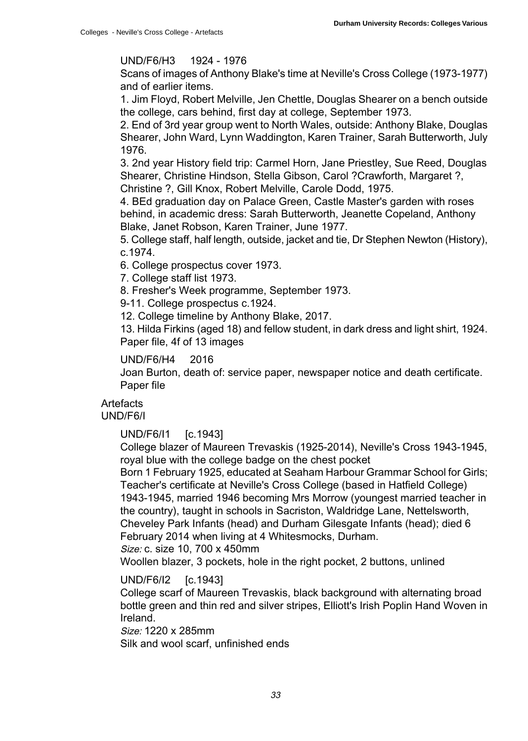UND/F6/H3 1924 - 1976

Scans of images of Anthony Blake's time at Neville's Cross College (1973-1977) and of earlier items.

1. Jim Floyd, Robert Melville, Jen Chettle, Douglas Shearer on a bench outside the college, cars behind, first day at college, September 1973.
2. End of 3rd year group went to North Wales, outside: Anthony Blake, Douglas Shearer, John Ward, Lynn Waddington, Karen Trainer, Sarah Butterworth, July 1976.
3. 2nd year History field trip: Carmel Horn, Jane Priestley, Sue Reed, Douglas Shearer, Christine Hindson, Stella Gibson, Carol ?Crawforth, Margaret ?, Christine ?, Gill Knox, Robert Melville, Carole Dodd, 1975.
4. BEd graduation day on Palace Green, Castle Master's garden with roses behind, in academic dress: Sarah Butterworth, Jeanette Copeland, Anthony Blake, Janet Robson, Karen Trainer, June 1977.
5. College staff, half length, outside, jacket and tie, Dr Stephen Newton (History), c.1974.
6. College prospectus cover 1973.
7. College staff list 1973.
8. Fresher's Week programme, September 1973.
9-11. College prospectus c.1924.
12. College timeline by Anthony Blake, 2017.
13. Hilda Firkins (aged 18) and fellow student, in dark dress and light shirt, 1924.

Paper file, 4f of 13 images

UND/F6/H4 2016

Joan Burton, death of: service paper, newspaper notice and death certificate.

Paper file

Artefacts
UND/F6/I

UND/F6/I1 [c.1943]

College blazer of Maureen Trevaskis (1925-2014), Neville's Cross 1943-1945, royal blue with the college badge on the chest pocket

Born 1 February 1925, educated at Seaham Harbour Grammar School for Girls; Teacher's certificate at Neville's Cross College (based in Hatfield College) 1943-1945, married 1946 becoming Mrs Morrow (youngest married teacher in the country), taught in schools in Sacriston, Waldridge Lane, Nettelsworth, Cheveley Park Infants (head) and Durham Gilesgate Infants (head); died 6 February 2014 when living at 4 Whitesmocks, Durham.

*Size:* c. size 10, 700 x 450mm

Woollen blazer, 3 pockets, hole in the right pocket, 2 buttons, unlined

UND/F6/I2 [c.1943]

College scarf of Maureen Trevaskis, black background with alternating broad bottle green and thin red and silver stripes, Elliott's Irish Poplin Hand Woven in Ireland.

*Size:* 1220 x 285mm

Silk and wool scarf, unfinished ends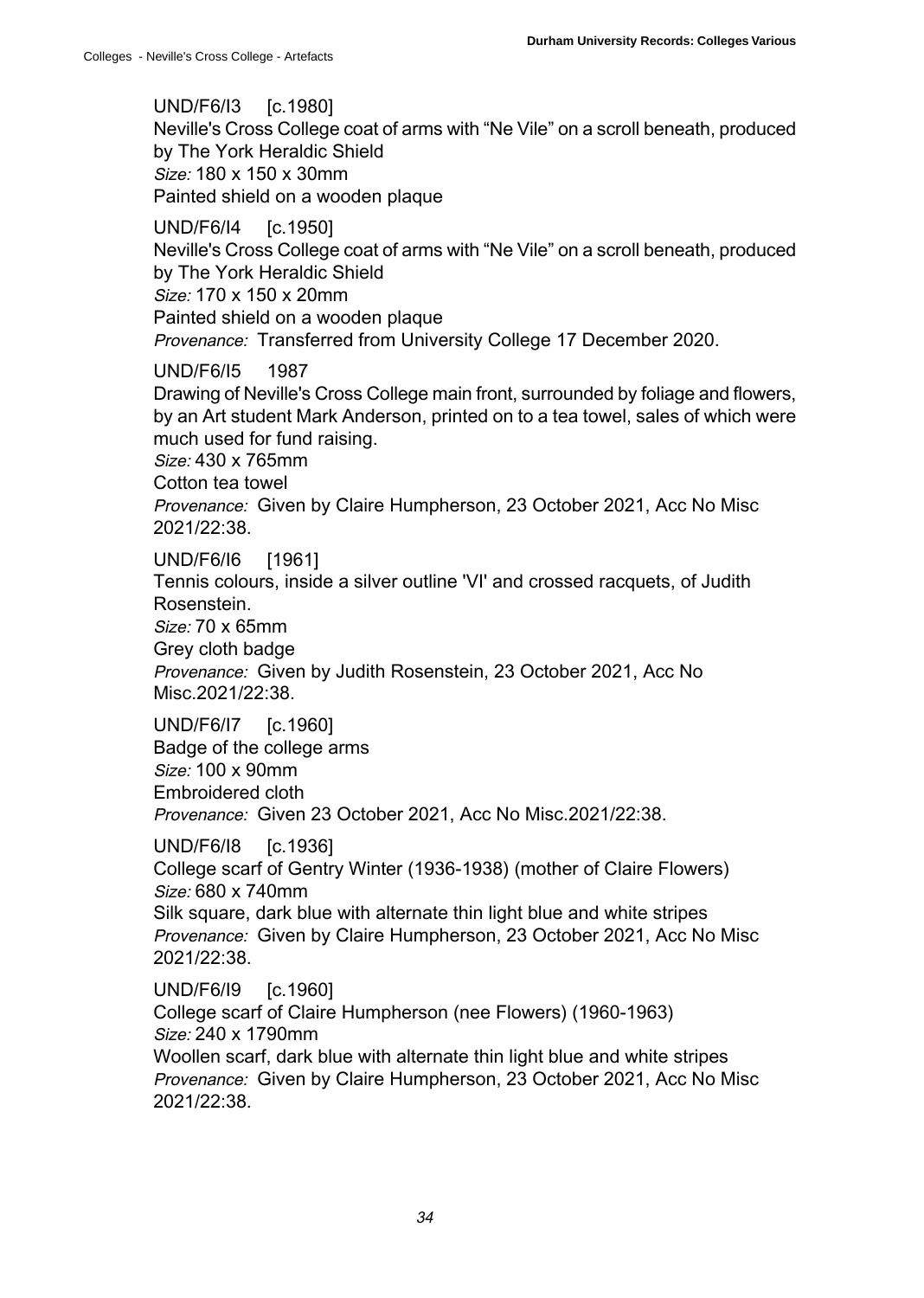UND/F6/I3 [c.1980]
Neville's Cross College coat of arms with "Ne Vile" on a scroll beneath, produced by The York Heraldic Shield
*Size:* 180 x 150 x 30mm
Painted shield on a wooden plaque

UND/F6/I4 [c.1950]
Neville's Cross College coat of arms with "Ne Vile" on a scroll beneath, produced by The York Heraldic Shield
*Size:* 170 x 150 x 20mm
Painted shield on a wooden plaque
*Provenance:* Transferred from University College 17 December 2020.

UND/F6/I5 1987
Drawing of Neville's Cross College main front, surrounded by foliage and flowers, by an Art student Mark Anderson, printed on to a tea towel, sales of which were much used for fund raising.
*Size:* 430 x 765mm
Cotton tea towel
*Provenance:* Given by Claire Humpherson, 23 October 2021, Acc No Misc 2021/22:38.

UND/F6/I6 [1961]
Tennis colours, inside a silver outline 'VI' and crossed racquets, of Judith Rosenstein.
*Size:* 70 x 65mm
Grey cloth badge
*Provenance:* Given by Judith Rosenstein, 23 October 2021, Acc No Misc.2021/22:38.

UND/F6/I7 [c.1960]
Badge of the college arms
*Size:* 100 x 90mm
Embroidered cloth
*Provenance:* Given 23 October 2021, Acc No Misc.2021/22:38.

UND/F6/I8 [c.1936]
College scarf of Gentry Winter (1936-1938) (mother of Claire Flowers)
*Size:* 680 x 740mm
Silk square, dark blue with alternate thin light blue and white stripes
*Provenance:* Given by Claire Humpherson, 23 October 2021, Acc No Misc 2021/22:38.

UND/F6/I9 [c.1960]
College scarf of Claire Humpherson (nee Flowers) (1960-1963)
*Size:* 240 x 1790mm
Woollen scarf, dark blue with alternate thin light blue and white stripes
*Provenance:* Given by Claire Humpherson, 23 October 2021, Acc No Misc 2021/22:38.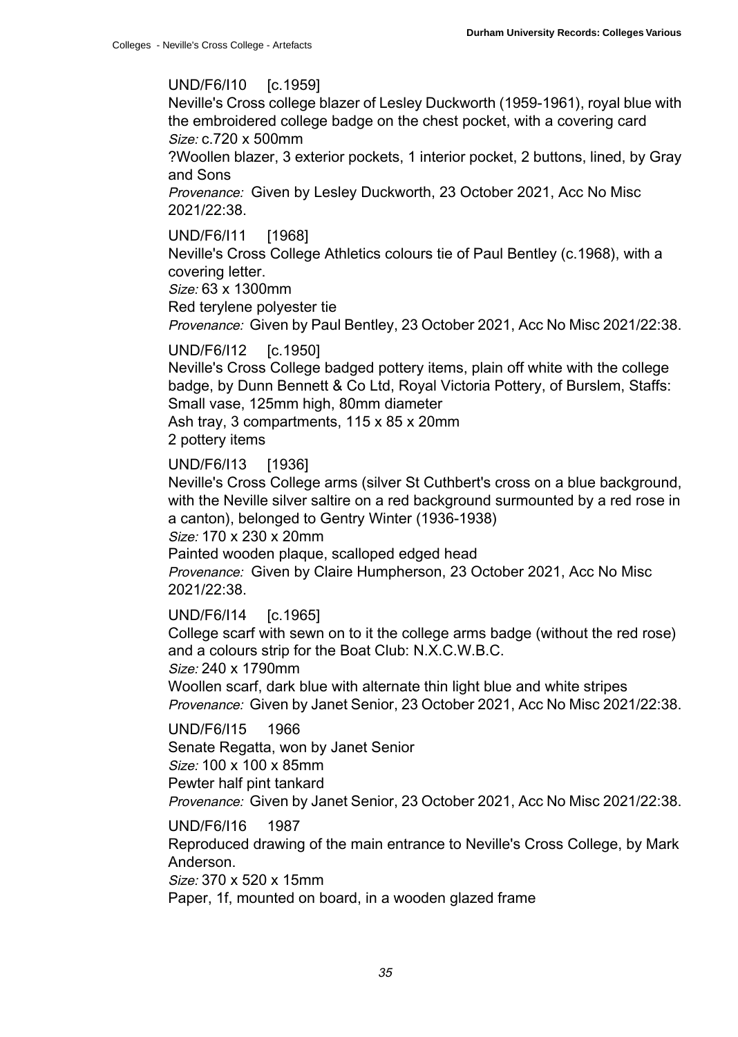UND/F6/I10 [c.1959]

Neville's Cross college blazer of Lesley Duckworth (1959-1961), royal blue with the embroidered college badge on the chest pocket, with a covering card

*Size:* c.720 x 500mm

?Woollen blazer, 3 exterior pockets, 1 interior pocket, 2 buttons, lined, by Gray and Sons

*Provenance:* Given by Lesley Duckworth, 23 October 2021, Acc No Misc 2021/22:38.

UND/F6/I11 [1968]

Neville's Cross College Athletics colours tie of Paul Bentley (c.1968), with a covering letter.

*Size:* 63 x 1300mm

Red terylene polyester tie

*Provenance:* Given by Paul Bentley, 23 October 2021, Acc No Misc 2021/22:38.

UND/F6/I12 [c.1950]

Neville's Cross College badged pottery items, plain off white with the college badge, by Dunn Bennett & Co Ltd, Royal Victoria Pottery, of Burslem, Staffs:

Small vase, 125mm high, 80mm diameter

Ash tray, 3 compartments, 115 x 85 x 20mm

2 pottery items

UND/F6/I13 [1936]

Neville's Cross College arms (silver St Cuthbert's cross on a blue background, with the Neville silver saltire on a red background surmounted by a red rose in a canton), belonged to Gentry Winter (1936-1938)

*Size:* 170 x 230 x 20mm

Painted wooden plaque, scalloped edged head

*Provenance:* Given by Claire Humpherson, 23 October 2021, Acc No Misc 2021/22:38.

UND/F6/I14 [c.1965]

College scarf with sewn on to it the college arms badge (without the red rose) and a colours strip for the Boat Club: N.X.C.W.B.C.

*Size:* 240 x 1790mm

Woollen scarf, dark blue with alternate thin light blue and white stripes

*Provenance:* Given by Janet Senior, 23 October 2021, Acc No Misc 2021/22:38.

UND/F6/I15 1966

Senate Regatta, won by Janet Senior

*Size:* 100 x 100 x 85mm

Pewter half pint tankard

*Provenance:* Given by Janet Senior, 23 October 2021, Acc No Misc 2021/22:38.

UND/F6/I16 1987

Reproduced drawing of the main entrance to Neville's Cross College, by Mark Anderson.

*Size:* 370 x 520 x 15mm

Paper, 1f, mounted on board, in a wooden glazed frame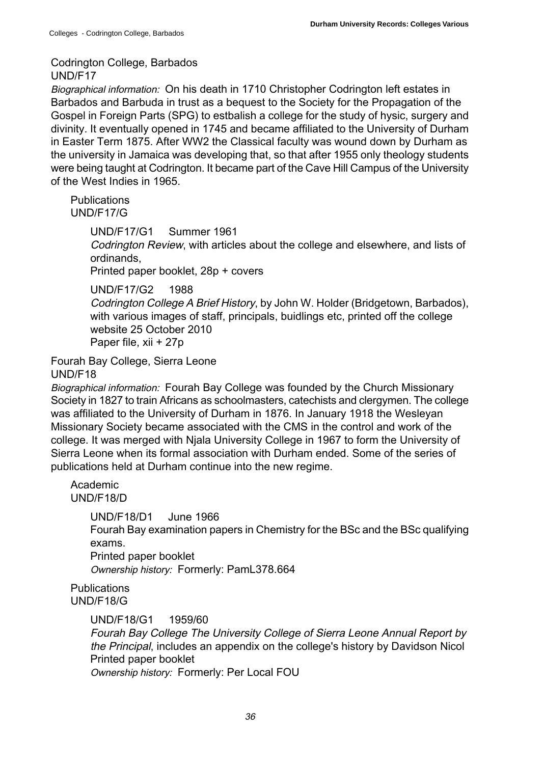## Codrington College, Barbados

UND/F17

*Biographical information:* On his death in 1710 Christopher Codrington left estates in Barbados and Barbuda in trust as a bequest to the Society for the Propagation of the Gospel in Foreign Parts (SPG) to estbalish a college for the study of hysic, surgery and divinity. It eventually opened in 1745 and became affiliated to the University of Durham in Easter Term 1875. After WW2 the Classical faculty was wound down by Durham as the university in Jamaica was developing that, so that after 1955 only theology students were being taught at Codrington. It became part of the Cave Hill Campus of the University of the West Indies in 1965.

### Publications

UND/F17/G

UND/F17/G1 Summer 1961
*Codrington Review*, with articles about the college and elsewhere, and lists of ordinands,
Printed paper booklet, 28p + covers

UND/F17/G2 1988
*Codrington College A Brief History*, by John W. Holder (Bridgetown, Barbados), with various images of staff, principals, buidlings etc, printed off the college website 25 October 2010
Paper file, xii + 27p

## Fourah Bay College, Sierra Leone

UND/F18

*Biographical information:* Fourah Bay College was founded by the Church Missionary Society in 1827 to train Africans as schoolmasters, catechists and clergymen. The college was affiliated to the University of Durham in 1876. In January 1918 the Wesleyan Missionary Society became associated with the CMS in the control and work of the college. It was merged with Njala University College in 1967 to form the University of Sierra Leone when its formal association with Durham ended. Some of the series of publications held at Durham continue into the new regime.

### Academic

UND/F18/D

UND/F18/D1 June 1966
Fourah Bay examination papers in Chemistry for the BSc and the BSc qualifying exams.
Printed paper booklet
*Ownership history:* Formerly: PamL378.664

### Publications

UND/F18/G

UND/F18/G1 1959/60
*Fourah Bay College The University College of Sierra Leone Annual Report by the Principal*, includes an appendix on the college's history by Davidson Nicol
Printed paper booklet
*Ownership history:* Formerly: Per Local FOU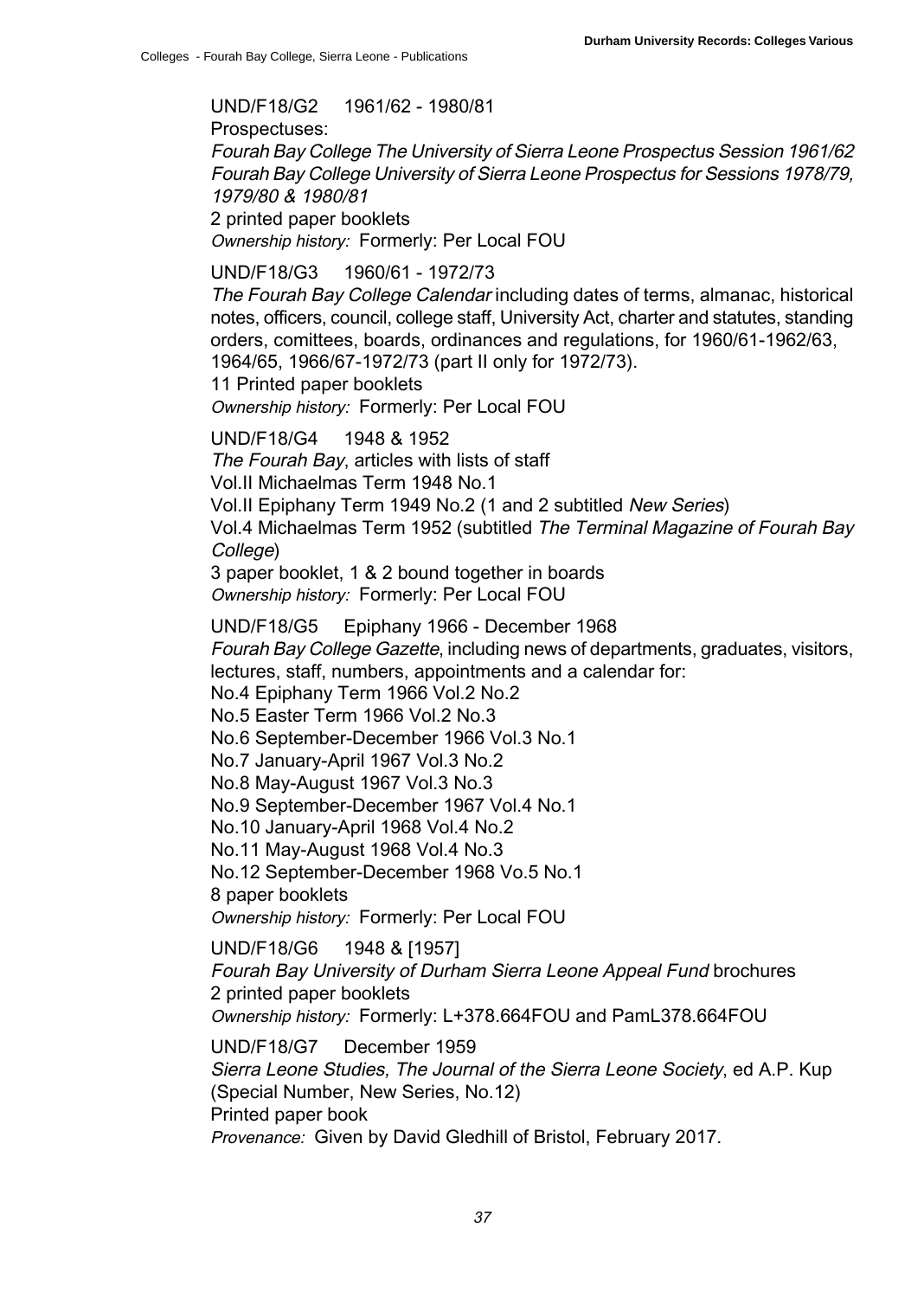UND/F18/G2 1961/62 - 1980/81

Prospectuses:

*Fourah Bay College The University of Sierra Leone Prospectus Session 1961/62*
*Fourah Bay College University of Sierra Leone Prospectus for Sessions 1978/79, 1979/80 & 1980/81*

2 printed paper booklets

*Ownership history:* Formerly: Per Local FOU

UND/F18/G3 1960/61 - 1972/73

*The Fourah Bay College Calendar* including dates of terms, almanac, historical notes, officers, council, college staff, University Act, charter and statutes, standing orders, comittees, boards, ordinances and regulations, for 1960/61-1962/63, 1964/65, 1966/67-1972/73 (part II only for 1972/73).

11 Printed paper booklets

*Ownership history:* Formerly: Per Local FOU

UND/F18/G4 1948 & 1952

*The Fourah Bay*, articles with lists of staff

Vol.II Michaelmas Term 1948 No.1

Vol.II Epiphany Term 1949 No.2 (1 and 2 subtitled *New Series*)

Vol.4 Michaelmas Term 1952 (subtitled *The Terminal Magazine of Fourah Bay College*)

3 paper booklet, 1 & 2 bound together in boards

*Ownership history:* Formerly: Per Local FOU

UND/F18/G5 Epiphany 1966 - December 1968

*Fourah Bay College Gazette*, including news of departments, graduates, visitors, lectures, staff, numbers, appointments and a calendar for:

No.4 Epiphany Term 1966 Vol.2 No.2

No.5 Easter Term 1966 Vol.2 No.3

No.6 September-December 1966 Vol.3 No.1

No.7 January-April 1967 Vol.3 No.2

No.8 May-August 1967 Vol.3 No.3

No.9 September-December 1967 Vol.4 No.1

No.10 January-April 1968 Vol.4 No.2

No.11 May-August 1968 Vol.4 No.3

No.12 September-December 1968 Vo.5 No.1

8 paper booklets

*Ownership history:* Formerly: Per Local FOU

UND/F18/G6 1948 & [1957]

*Fourah Bay University of Durham Sierra Leone Appeal Fund* brochures

2 printed paper booklets

*Ownership history:* Formerly: L+378.664FOU and PamL378.664FOU

UND/F18/G7 December 1959

*Sierra Leone Studies, The Journal of the Sierra Leone Society*, ed A.P. Kup (Special Number, New Series, No.12)

Printed paper book

*Provenance:* Given by David Gledhill of Bristol, February 2017.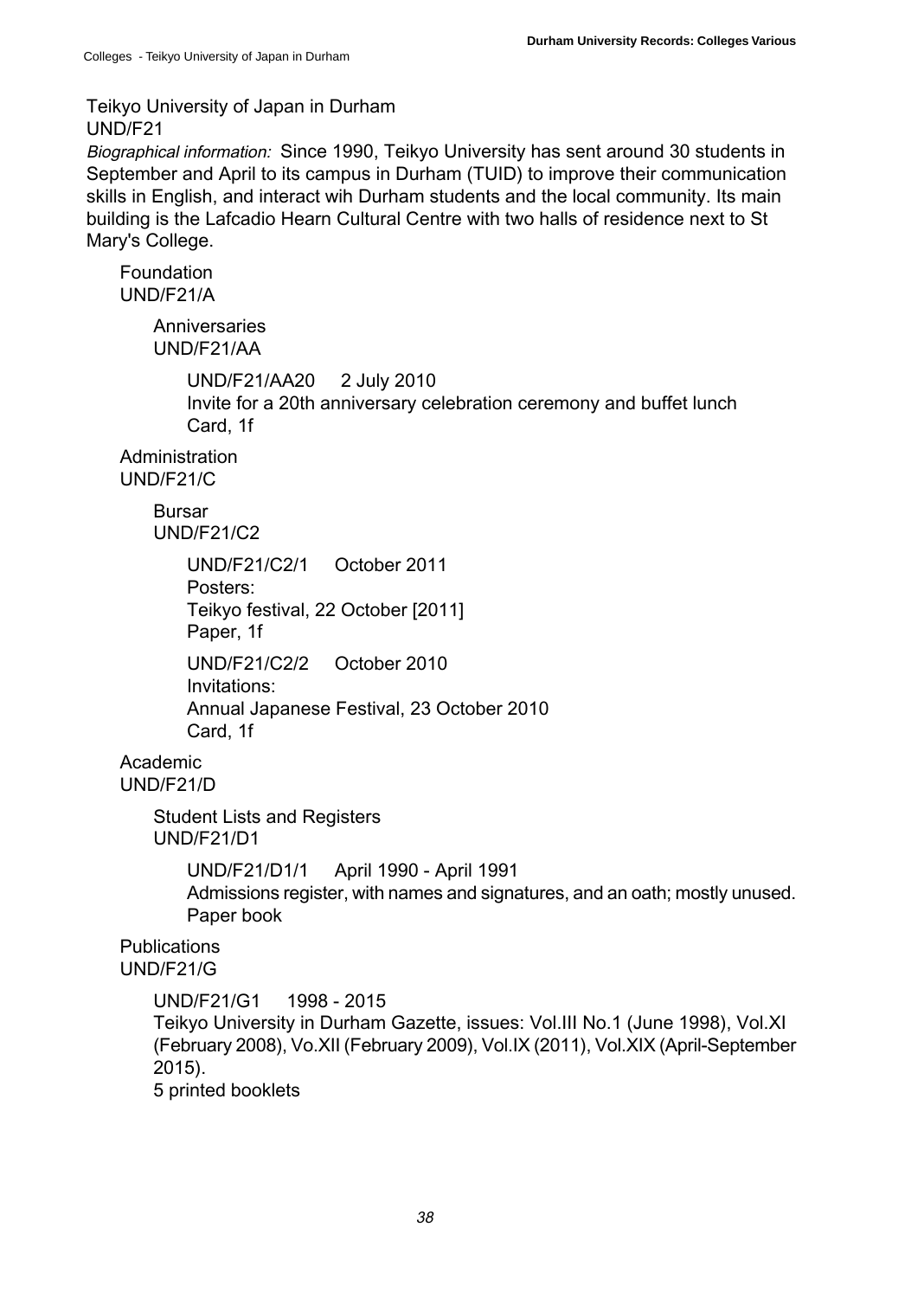# Teikyo University of Japan in Durham

UND/F21

*Biographical information:* Since 1990, Teikyo University has sent around 30 students in September and April to its campus in Durham (TUID) to improve their communication skills in English, and interact wih Durham students and the local community. Its main building is the Lafcadio Hearn Cultural Centre with two halls of residence next to St Mary's College.

## Foundation

UND/F21/A

### Anniversaries

UND/F21/AA

UND/F21/AA20 2 July 2010
Invite for a 20th anniversary celebration ceremony and buffet lunch
Card, 1f

## Administration

UND/F21/C

### Bursar

UND/F21/C2

UND/F21/C2/1 October 2011
Posters:
Teikyo festival, 22 October [2011]
Paper, 1f

UND/F21/C2/2 October 2010
Invitations:
Annual Japanese Festival, 23 October 2010
Card, 1f

## Academic

UND/F21/D

### Student Lists and Registers

UND/F21/D1

UND/F21/D1/1 April 1990 - April 1991
Admissions register, with names and signatures, and an oath; mostly unused.
Paper book

## Publications

UND/F21/G

UND/F21/G1 1998 - 2015
Teikyo University in Durham Gazette, issues: Vol.III No.1 (June 1998), Vol.XI (February 2008), Vo.XII (February 2009), Vol.IX (2011), Vol.XIX (April-September 2015).
5 printed booklets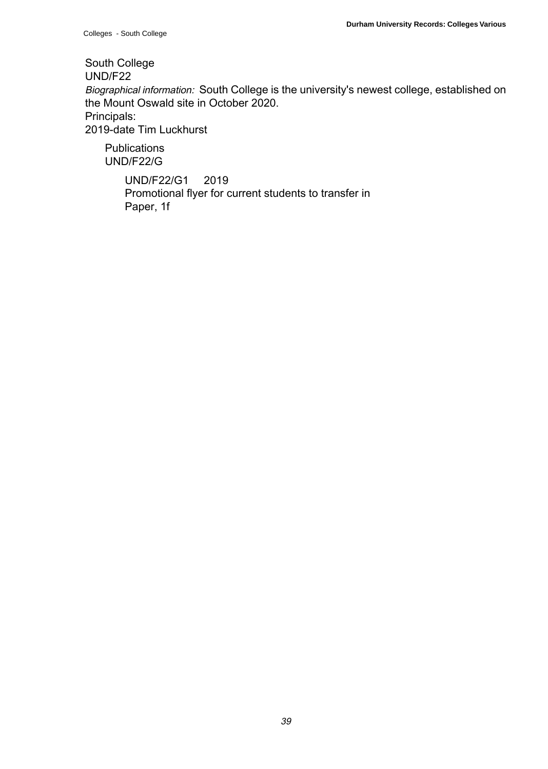South College

UND/F22

*Biographical information:* South College is the university's newest college, established on the Mount Oswald site in October 2020.

Principals:

2019-date Tim Luckhurst

Publications

UND/F22/G

UND/F22/G1 2019

Promotional flyer for current students to transfer in

Paper, 1f